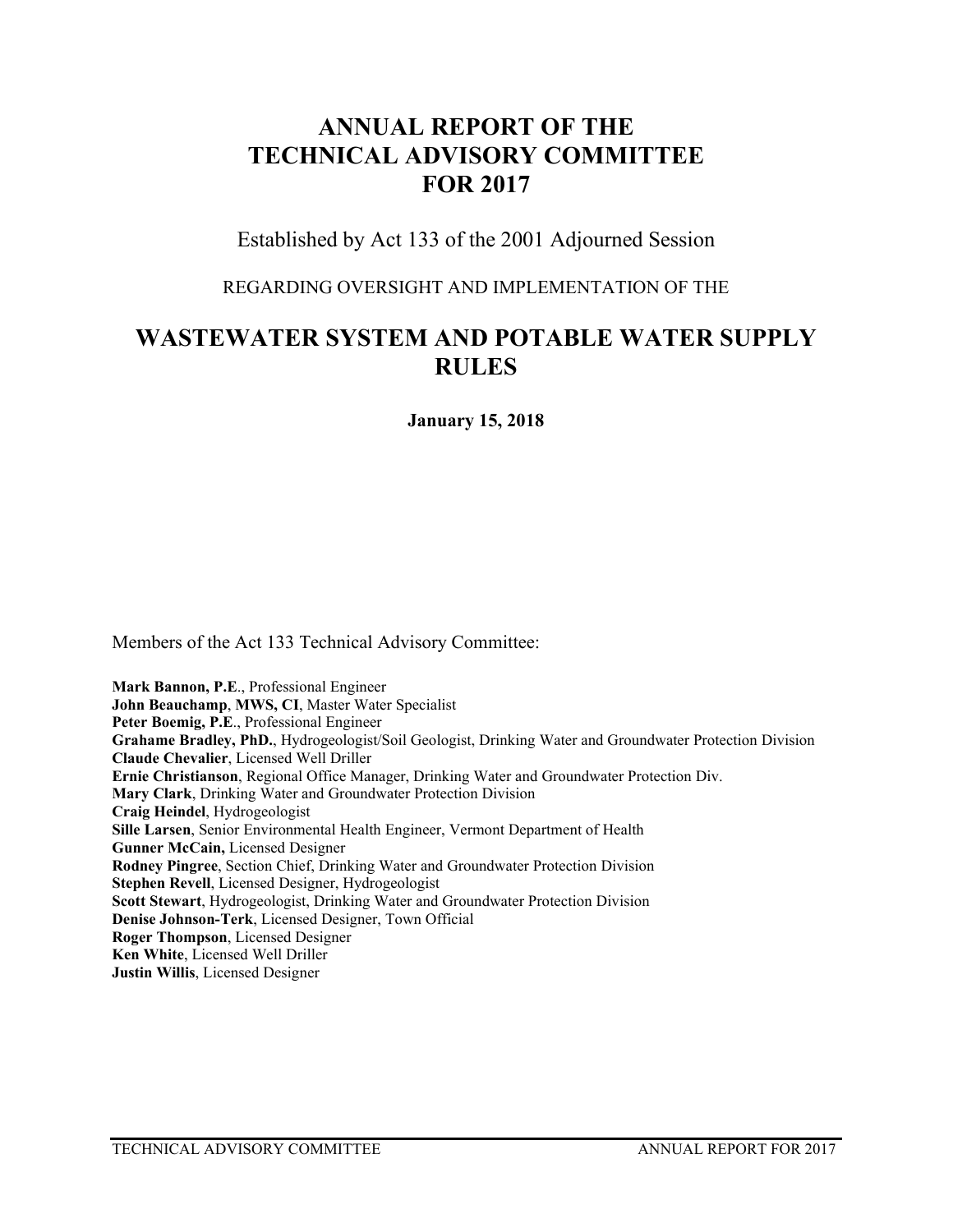# ANNUAL REPORT OF THE TECHNICAL ADVISORY COMMITTEE FOR 2017

Established by Act 133 of the 2001 Adjourned Session

REGARDING OVERSIGHT AND IMPLEMENTATION OF THE

## WASTEWATER SYSTEM AND POTABLE WATER SUPPLY RULES

**January 15, 2018**

Members of the Act 133 Technical Advisory Committee:

**Mark Bannon, P.E**., Professional Engineer
**John Beauchamp**, **MWS, CI**, Master Water Specialist
**Peter Boemig, P.E**., Professional Engineer
**Grahame Bradley, PhD.**, Hydrogeologist/Soil Geologist, Drinking Water and Groundwater Protection Division
**Claude Chevalier**, Licensed Well Driller
**Ernie Christianson**, Regional Office Manager, Drinking Water and Groundwater Protection Div.
**Mary Clark**, Drinking Water and Groundwater Protection Division
**Craig Heindel**, Hydrogeologist
**Sille Larsen**, Senior Environmental Health Engineer, Vermont Department of Health
**Gunner McCain,** Licensed Designer
**Rodney Pingree**, Section Chief, Drinking Water and Groundwater Protection Division
**Stephen Revell**, Licensed Designer, Hydrogeologist
**Scott Stewart**, Hydrogeologist, Drinking Water and Groundwater Protection Division
**Denise Johnson-Terk**, Licensed Designer, Town Official
**Roger Thompson**, Licensed Designer
**Ken White**, Licensed Well Driller
**Justin Willis**, Licensed Designer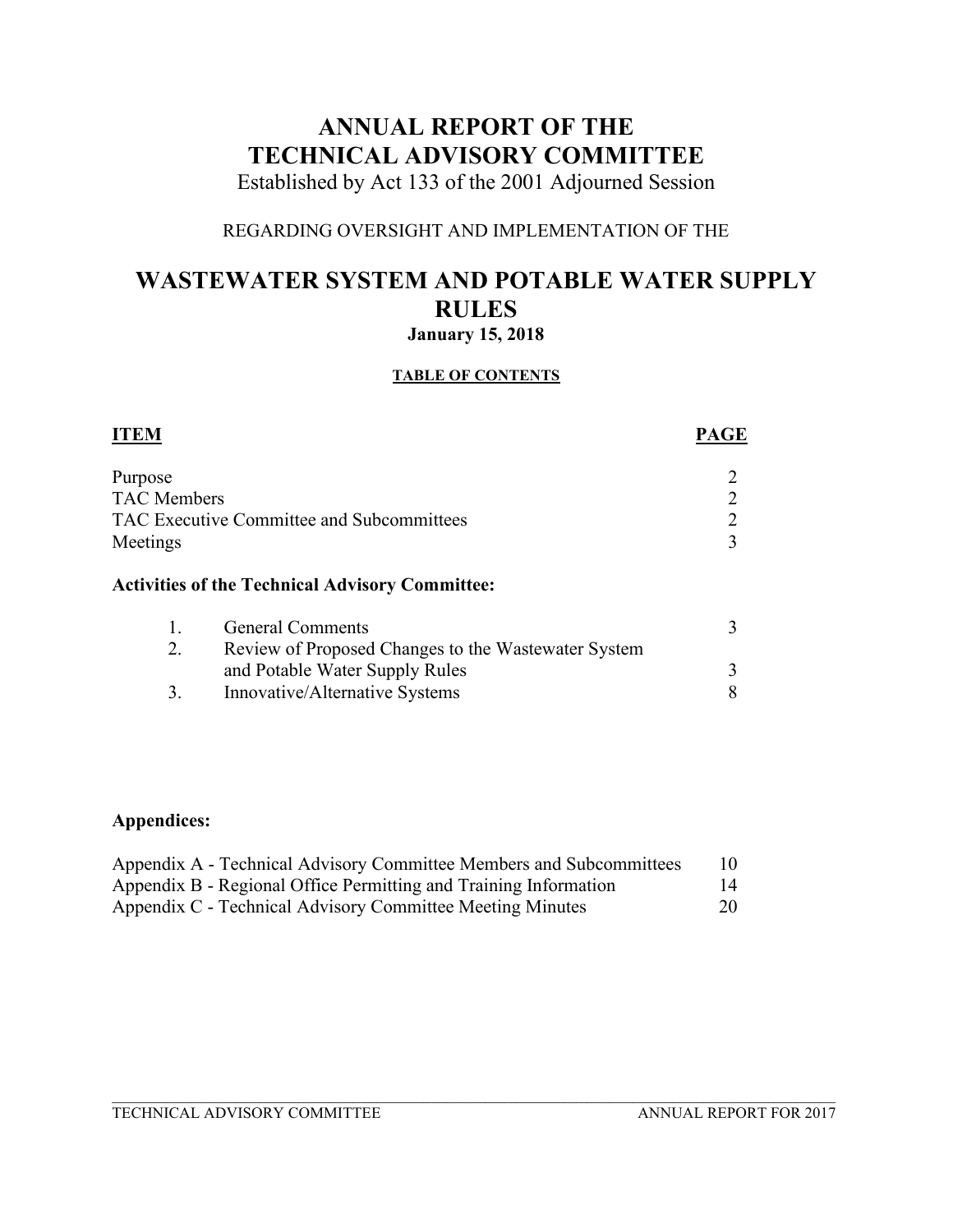# ANNUAL REPORT OF THE TECHNICAL ADVISORY COMMITTEE

Established by Act 133 of the 2001 Adjourned Session

REGARDING OVERSIGHT AND IMPLEMENTATION OF THE

# WASTEWATER SYSTEM AND POTABLE WATER SUPPLY RULES

**January 15, 2018**

**TABLE OF CONTENTS**

| **ITEM** | **PAGE** |
|---|---|
| Purpose | 2 |
| TAC Members | 2 |
| TAC Executive Committee and Subcommittees | 2 |
| Meetings | 3 |

**Activities of the Technical Advisory Committee:**

| | | |
|---|---|---|
| 1. | General Comments | 3 |
| 2. | Review of Proposed Changes to the Wastewater System and Potable Water Supply Rules | 3 |
| 3. | Innovative/Alternative Systems | 8 |

**Appendices:**

| | |
|---|---|
| Appendix A - Technical Advisory Committee Members and Subcommittees | 10 |
| Appendix B - Regional Office Permitting and Training Information | 14 |
| Appendix C - Technical Advisory Committee Meeting Minutes | 20 |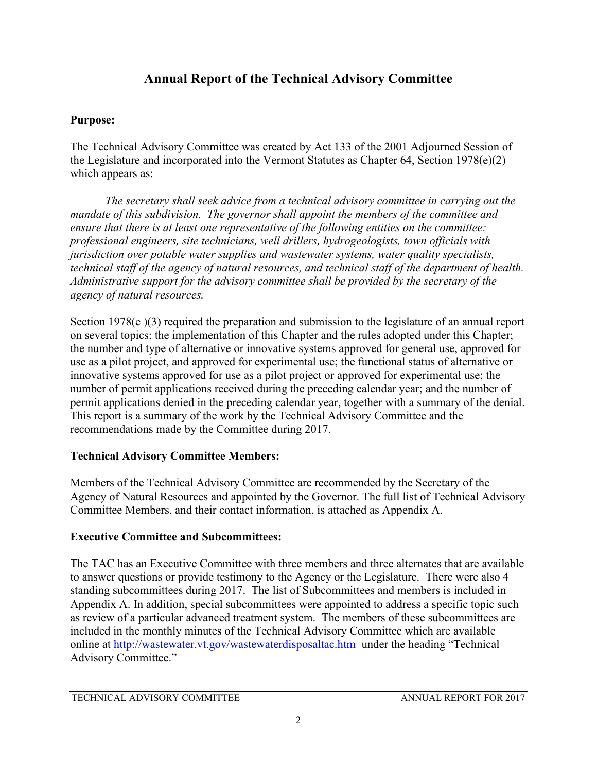# Annual Report of the Technical Advisory Committee

**Purpose:**

The Technical Advisory Committee was created by Act 133 of the 2001 Adjourned Session of the Legislature and incorporated into the Vermont Statutes as Chapter 64, Section 1978(e)(2) which appears as:

*The secretary shall seek advice from a technical advisory committee in carrying out the mandate of this subdivision. The governor shall appoint the members of the committee and ensure that there is at least one representative of the following entities on the committee: professional engineers, site technicians, well drillers, hydrogeologists, town officials with jurisdiction over potable water supplies and wastewater systems, water quality specialists, technical staff of the agency of natural resources, and technical staff of the department of health. Administrative support for the advisory committee shall be provided by the secretary of the agency of natural resources.*

Section 1978(e )(3) required the preparation and submission to the legislature of an annual report on several topics: the implementation of this Chapter and the rules adopted under this Chapter; the number and type of alternative or innovative systems approved for general use, approved for use as a pilot project, and approved for experimental use; the functional status of alternative or innovative systems approved for use as a pilot project or approved for experimental use; the number of permit applications received during the preceding calendar year; and the number of permit applications denied in the preceding calendar year, together with a summary of the denial. This report is a summary of the work by the Technical Advisory Committee and the recommendations made by the Committee during 2017.

**Technical Advisory Committee Members:**

Members of the Technical Advisory Committee are recommended by the Secretary of the Agency of Natural Resources and appointed by the Governor. The full list of Technical Advisory Committee Members, and their contact information, is attached as Appendix A.

**Executive Committee and Subcommittees:**

The TAC has an Executive Committee with three members and three alternates that are available to answer questions or provide testimony to the Agency or the Legislature. There were also 4 standing subcommittees during 2017. The list of Subcommittees and members is included in Appendix A. In addition, special subcommittees were appointed to address a specific topic such as review of a particular advanced treatment system. The members of these subcommittees are included in the monthly minutes of the Technical Advisory Committee which are available online at http://wastewater.vt.gov/wastewaterdisposaltac.htm under the heading "Technical Advisory Committee."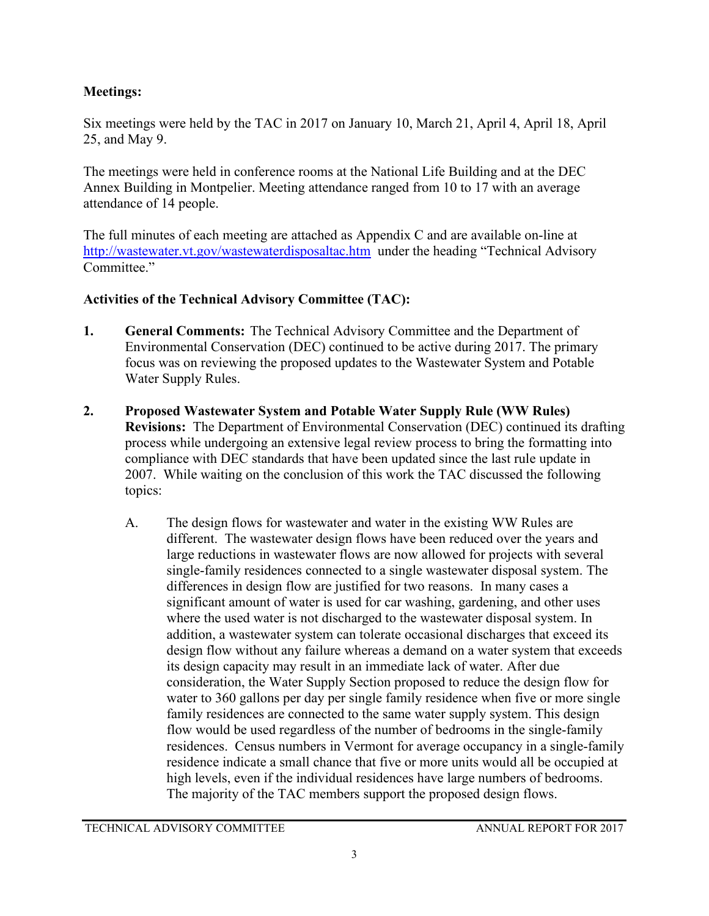**Meetings:**

Six meetings were held by the TAC in 2017 on January 10, March 21, April 4, April 18, April 25, and May 9.

The meetings were held in conference rooms at the National Life Building and at the DEC Annex Building in Montpelier. Meeting attendance ranged from 10 to 17 with an average attendance of 14 people.

The full minutes of each meeting are attached as Appendix C and are available on-line at http://wastewater.vt.gov/wastewaterdisposaltac.htm under the heading "Technical Advisory Committee."

**Activities of the Technical Advisory Committee (TAC):**

1. **General Comments:** The Technical Advisory Committee and the Department of Environmental Conservation (DEC) continued to be active during 2017. The primary focus was on reviewing the proposed updates to the Wastewater System and Potable Water Supply Rules.

2. **Proposed Wastewater System and Potable Water Supply Rule (WW Rules) Revisions:** The Department of Environmental Conservation (DEC) continued its drafting process while undergoing an extensive legal review process to bring the formatting into compliance with DEC standards that have been updated since the last rule update in 2007. While waiting on the conclusion of this work the TAC discussed the following topics:

   A. The design flows for wastewater and water in the existing WW Rules are different. The wastewater design flows have been reduced over the years and large reductions in wastewater flows are now allowed for projects with several single-family residences connected to a single wastewater disposal system. The differences in design flow are justified for two reasons. In many cases a significant amount of water is used for car washing, gardening, and other uses where the used water is not discharged to the wastewater disposal system. In addition, a wastewater system can tolerate occasional discharges that exceed its design flow without any failure whereas a demand on a water system that exceeds its design capacity may result in an immediate lack of water. After due consideration, the Water Supply Section proposed to reduce the design flow for water to 360 gallons per day per single family residence when five or more single family residences are connected to the same water supply system. This design flow would be used regardless of the number of bedrooms in the single-family residences. Census numbers in Vermont for average occupancy in a single-family residence indicate a small chance that five or more units would all be occupied at high levels, even if the individual residences have large numbers of bedrooms. The majority of the TAC members support the proposed design flows.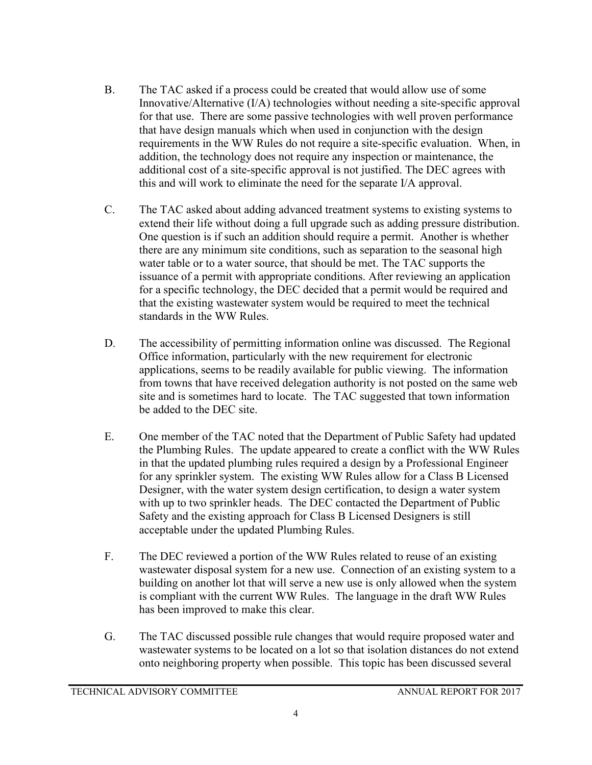B. The TAC asked if a process could be created that would allow use of some Innovative/Alternative (I/A) technologies without needing a site-specific approval for that use. There are some passive technologies with well proven performance that have design manuals which when used in conjunction with the design requirements in the WW Rules do not require a site-specific evaluation. When, in addition, the technology does not require any inspection or maintenance, the additional cost of a site-specific approval is not justified. The DEC agrees with this and will work to eliminate the need for the separate I/A approval.

C. The TAC asked about adding advanced treatment systems to existing systems to extend their life without doing a full upgrade such as adding pressure distribution. One question is if such an addition should require a permit. Another is whether there are any minimum site conditions, such as separation to the seasonal high water table or to a water source, that should be met. The TAC supports the issuance of a permit with appropriate conditions. After reviewing an application for a specific technology, the DEC decided that a permit would be required and that the existing wastewater system would be required to meet the technical standards in the WW Rules.

D. The accessibility of permitting information online was discussed. The Regional Office information, particularly with the new requirement for electronic applications, seems to be readily available for public viewing. The information from towns that have received delegation authority is not posted on the same web site and is sometimes hard to locate. The TAC suggested that town information be added to the DEC site.

E. One member of the TAC noted that the Department of Public Safety had updated the Plumbing Rules. The update appeared to create a conflict with the WW Rules in that the updated plumbing rules required a design by a Professional Engineer for any sprinkler system. The existing WW Rules allow for a Class B Licensed Designer, with the water system design certification, to design a water system with up to two sprinkler heads. The DEC contacted the Department of Public Safety and the existing approach for Class B Licensed Designers is still acceptable under the updated Plumbing Rules.

F. The DEC reviewed a portion of the WW Rules related to reuse of an existing wastewater disposal system for a new use. Connection of an existing system to a building on another lot that will serve a new use is only allowed when the system is compliant with the current WW Rules. The language in the draft WW Rules has been improved to make this clear.

G. The TAC discussed possible rule changes that would require proposed water and wastewater systems to be located on a lot so that isolation distances do not extend onto neighboring property when possible. This topic has been discussed several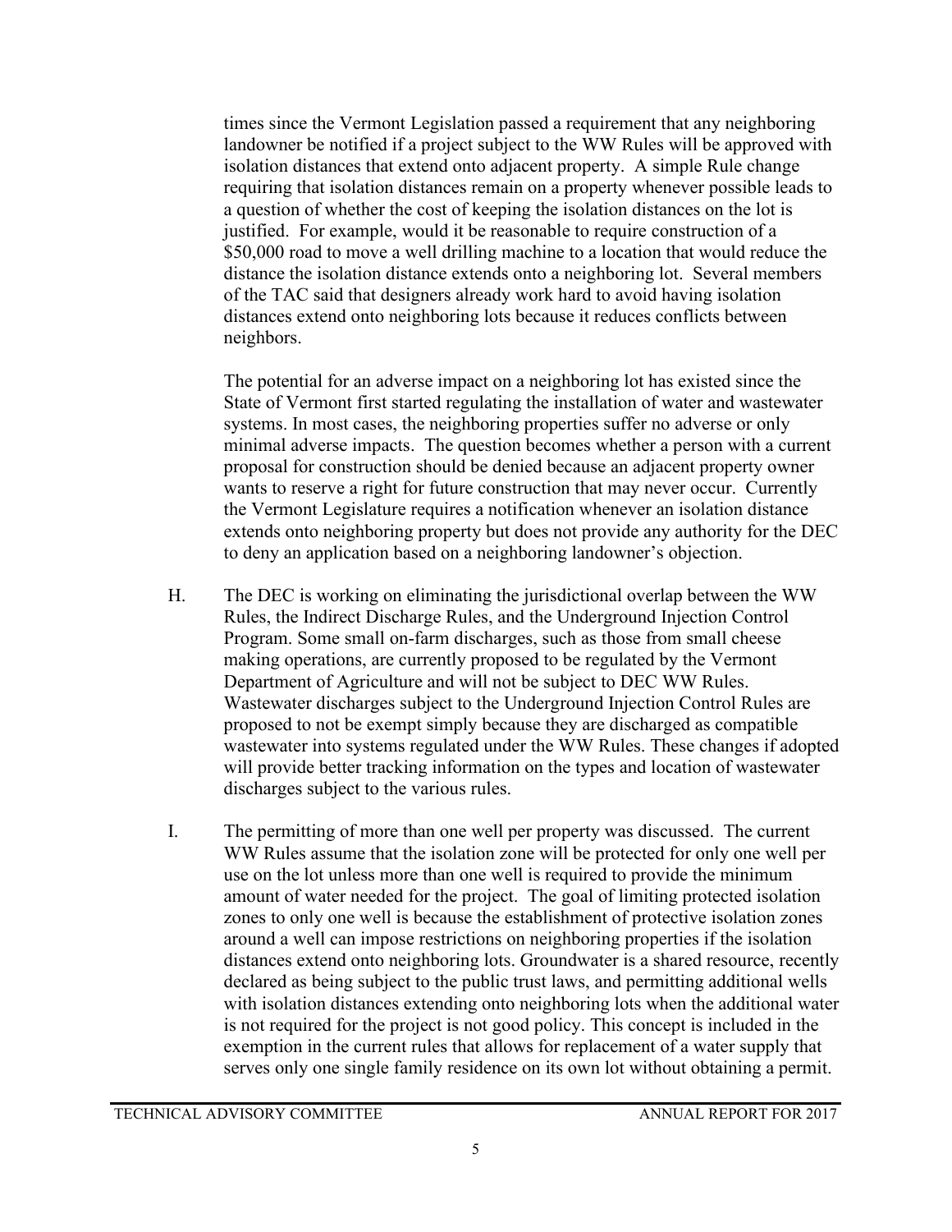times since the Vermont Legislation passed a requirement that any neighboring landowner be notified if a project subject to the WW Rules will be approved with isolation distances that extend onto adjacent property. A simple Rule change requiring that isolation distances remain on a property whenever possible leads to a question of whether the cost of keeping the isolation distances on the lot is justified. For example, would it be reasonable to require construction of a $50,000 road to move a well drilling machine to a location that would reduce the distance the isolation distance extends onto a neighboring lot. Several members of the TAC said that designers already work hard to avoid having isolation distances extend onto neighboring lots because it reduces conflicts between neighbors.

The potential for an adverse impact on a neighboring lot has existed since the State of Vermont first started regulating the installation of water and wastewater systems. In most cases, the neighboring properties suffer no adverse or only minimal adverse impacts. The question becomes whether a person with a current proposal for construction should be denied because an adjacent property owner wants to reserve a right for future construction that may never occur. Currently the Vermont Legislature requires a notification whenever an isolation distance extends onto neighboring property but does not provide any authority for the DEC to deny an application based on a neighboring landowner's objection.

H. The DEC is working on eliminating the jurisdictional overlap between the WW Rules, the Indirect Discharge Rules, and the Underground Injection Control Program. Some small on-farm discharges, such as those from small cheese making operations, are currently proposed to be regulated by the Vermont Department of Agriculture and will not be subject to DEC WW Rules. Wastewater discharges subject to the Underground Injection Control Rules are proposed to not be exempt simply because they are discharged as compatible wastewater into systems regulated under the WW Rules. These changes if adopted will provide better tracking information on the types and location of wastewater discharges subject to the various rules.

I. The permitting of more than one well per property was discussed. The current WW Rules assume that the isolation zone will be protected for only one well per use on the lot unless more than one well is required to provide the minimum amount of water needed for the project. The goal of limiting protected isolation zones to only one well is because the establishment of protective isolation zones around a well can impose restrictions on neighboring properties if the isolation distances extend onto neighboring lots. Groundwater is a shared resource, recently declared as being subject to the public trust laws, and permitting additional wells with isolation distances extending onto neighboring lots when the additional water is not required for the project is not good policy. This concept is included in the exemption in the current rules that allows for replacement of a water supply that serves only one single family residence on its own lot without obtaining a permit.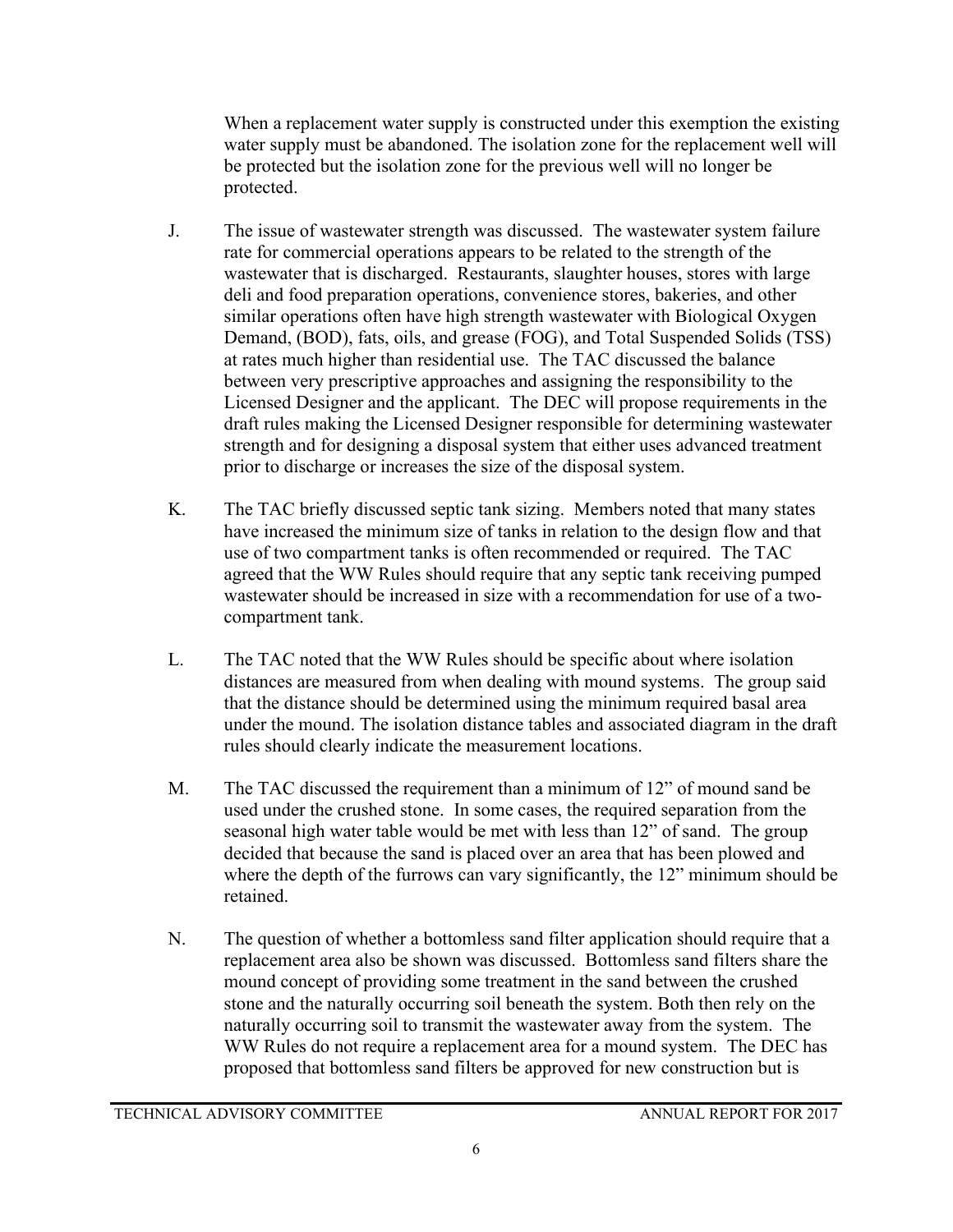When a replacement water supply is constructed under this exemption the existing water supply must be abandoned. The isolation zone for the replacement well will be protected but the isolation zone for the previous well will no longer be protected.

J. The issue of wastewater strength was discussed. The wastewater system failure rate for commercial operations appears to be related to the strength of the wastewater that is discharged. Restaurants, slaughter houses, stores with large deli and food preparation operations, convenience stores, bakeries, and other similar operations often have high strength wastewater with Biological Oxygen Demand, (BOD), fats, oils, and grease (FOG), and Total Suspended Solids (TSS) at rates much higher than residential use. The TAC discussed the balance between very prescriptive approaches and assigning the responsibility to the Licensed Designer and the applicant. The DEC will propose requirements in the draft rules making the Licensed Designer responsible for determining wastewater strength and for designing a disposal system that either uses advanced treatment prior to discharge or increases the size of the disposal system.

K. The TAC briefly discussed septic tank sizing. Members noted that many states have increased the minimum size of tanks in relation to the design flow and that use of two compartment tanks is often recommended or required. The TAC agreed that the WW Rules should require that any septic tank receiving pumped wastewater should be increased in size with a recommendation for use of a two-compartment tank.

L. The TAC noted that the WW Rules should be specific about where isolation distances are measured from when dealing with mound systems. The group said that the distance should be determined using the minimum required basal area under the mound. The isolation distance tables and associated diagram in the draft rules should clearly indicate the measurement locations.

M. The TAC discussed the requirement than a minimum of 12" of mound sand be used under the crushed stone. In some cases, the required separation from the seasonal high water table would be met with less than 12" of sand. The group decided that because the sand is placed over an area that has been plowed and where the depth of the furrows can vary significantly, the 12" minimum should be retained.

N. The question of whether a bottomless sand filter application should require that a replacement area also be shown was discussed. Bottomless sand filters share the mound concept of providing some treatment in the sand between the crushed stone and the naturally occurring soil beneath the system. Both then rely on the naturally occurring soil to transmit the wastewater away from the system. The WW Rules do not require a replacement area for a mound system. The DEC has proposed that bottomless sand filters be approved for new construction but is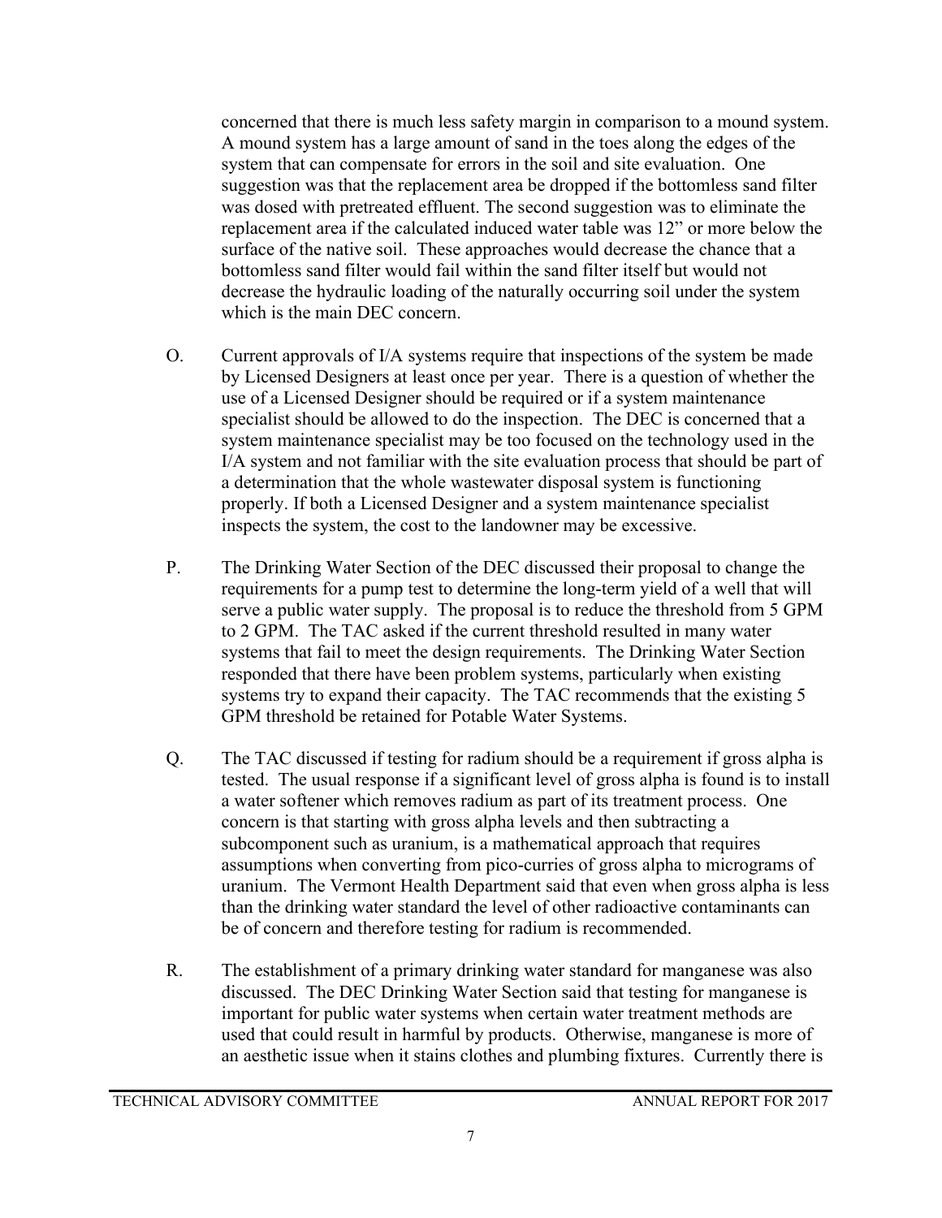concerned that there is much less safety margin in comparison to a mound system. A mound system has a large amount of sand in the toes along the edges of the system that can compensate for errors in the soil and site evaluation. One suggestion was that the replacement area be dropped if the bottomless sand filter was dosed with pretreated effluent. The second suggestion was to eliminate the replacement area if the calculated induced water table was 12" or more below the surface of the native soil. These approaches would decrease the chance that a bottomless sand filter would fail within the sand filter itself but would not decrease the hydraulic loading of the naturally occurring soil under the system which is the main DEC concern.

O. Current approvals of I/A systems require that inspections of the system be made by Licensed Designers at least once per year. There is a question of whether the use of a Licensed Designer should be required or if a system maintenance specialist should be allowed to do the inspection. The DEC is concerned that a system maintenance specialist may be too focused on the technology used in the I/A system and not familiar with the site evaluation process that should be part of a determination that the whole wastewater disposal system is functioning properly. If both a Licensed Designer and a system maintenance specialist inspects the system, the cost to the landowner may be excessive.

P. The Drinking Water Section of the DEC discussed their proposal to change the requirements for a pump test to determine the long-term yield of a well that will serve a public water supply. The proposal is to reduce the threshold from 5 GPM to 2 GPM. The TAC asked if the current threshold resulted in many water systems that fail to meet the design requirements. The Drinking Water Section responded that there have been problem systems, particularly when existing systems try to expand their capacity. The TAC recommends that the existing 5 GPM threshold be retained for Potable Water Systems.

Q. The TAC discussed if testing for radium should be a requirement if gross alpha is tested. The usual response if a significant level of gross alpha is found is to install a water softener which removes radium as part of its treatment process. One concern is that starting with gross alpha levels and then subtracting a subcomponent such as uranium, is a mathematical approach that requires assumptions when converting from pico-curries of gross alpha to micrograms of uranium. The Vermont Health Department said that even when gross alpha is less than the drinking water standard the level of other radioactive contaminants can be of concern and therefore testing for radium is recommended.

R. The establishment of a primary drinking water standard for manganese was also discussed. The DEC Drinking Water Section said that testing for manganese is important for public water systems when certain water treatment methods are used that could result in harmful by products. Otherwise, manganese is more of an aesthetic issue when it stains clothes and plumbing fixtures. Currently there is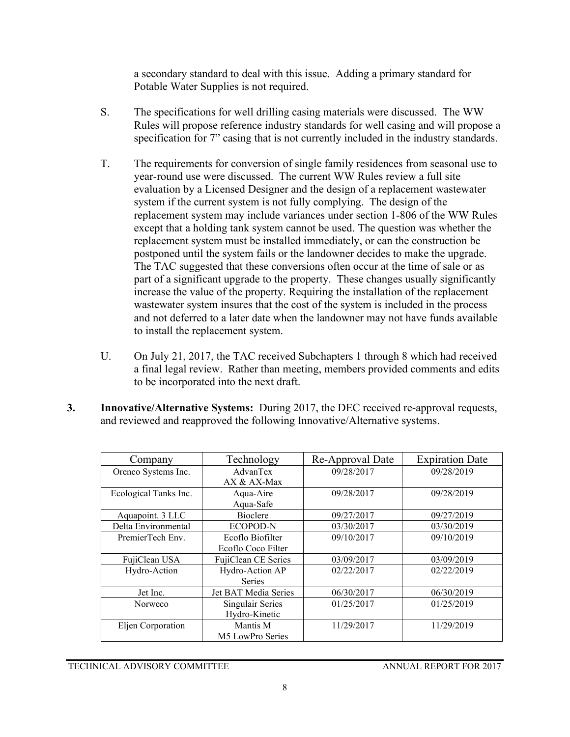a secondary standard to deal with this issue. Adding a primary standard for Potable Water Supplies is not required.

S. The specifications for well drilling casing materials were discussed. The WW Rules will propose reference industry standards for well casing and will propose a specification for 7" casing that is not currently included in the industry standards.

T. The requirements for conversion of single family residences from seasonal use to year-round use were discussed. The current WW Rules review a full site evaluation by a Licensed Designer and the design of a replacement wastewater system if the current system is not fully complying. The design of the replacement system may include variances under section 1-806 of the WW Rules except that a holding tank system cannot be used. The question was whether the replacement system must be installed immediately, or can the construction be postponed until the system fails or the landowner decides to make the upgrade. The TAC suggested that these conversions often occur at the time of sale or as part of a significant upgrade to the property. These changes usually significantly increase the value of the property. Requiring the installation of the replacement wastewater system insures that the cost of the system is included in the process and not deferred to a later date when the landowner may not have funds available to install the replacement system.

U. On July 21, 2017, the TAC received Subchapters 1 through 8 which had received a final legal review. Rather than meeting, members provided comments and edits to be incorporated into the next draft.

**3. Innovative/Alternative Systems:** During 2017, the DEC received re-approval requests, and reviewed and reapproved the following Innovative/Alternative systems.

| Company | Technology | Re-Approval Date | Expiration Date |
|---|---|---|---|
| Orenco Systems Inc. | AdvanTex AX & AX-Max | 09/28/2017 | 09/28/2019 |
| Ecological Tanks Inc. | Aqua-Aire Aqua-Safe | 09/28/2017 | 09/28/2019 |
| Aquapoint. 3 LLC | Bioclere | 09/27/2017 | 09/27/2019 |
| Delta Environmental | ECOPOD-N | 03/30/2017 | 03/30/2019 |
| PremierTech Env. | Ecoflo Biofilter Ecoflo Coco Filter | 09/10/2017 | 09/10/2019 |
| FujiClean USA | FujiClean CE Series | 03/09/2017 | 03/09/2019 |
| Hydro-Action | Hydro-Action AP Series | 02/22/2017 | 02/22/2019 |
| Jet Inc. | Jet BAT Media Series | 06/30/2017 | 06/30/2019 |
| Norweco | Singulair Series Hydro-Kinetic | 01/25/2017 | 01/25/2019 |
| Eljen Corporation | Mantis M M5 LowPro Series | 11/29/2017 | 11/29/2019 |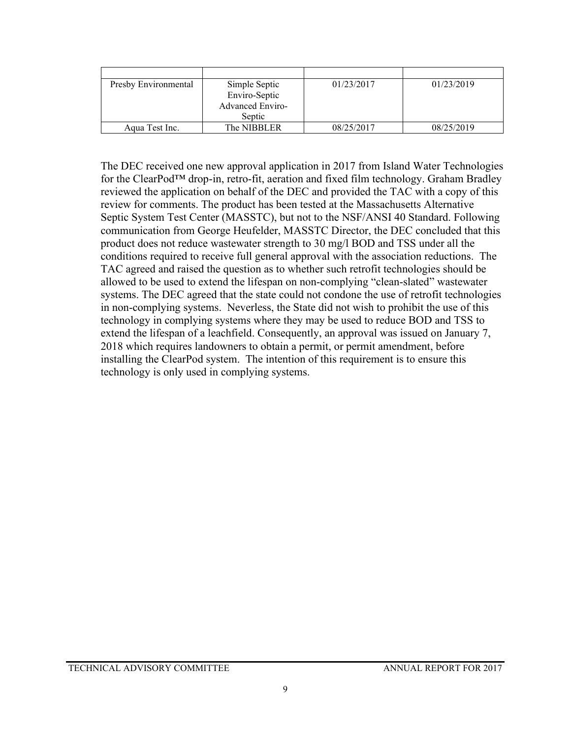| | | | |
|---|---|---|---|
| Presby Environmental | Simple Septic Enviro-Septic Advanced Enviro-Septic | 01/23/2017 | 01/23/2019 |
| Aqua Test Inc. | The NIBBLER | 08/25/2017 | 08/25/2019 |

The DEC received one new approval application in 2017 from Island Water Technologies for the ClearPod™ drop-in, retro-fit, aeration and fixed film technology. Graham Bradley reviewed the application on behalf of the DEC and provided the TAC with a copy of this review for comments. The product has been tested at the Massachusetts Alternative Septic System Test Center (MASSTC), but not to the NSF/ANSI 40 Standard. Following communication from George Heufelder, MASSTC Director, the DEC concluded that this product does not reduce wastewater strength to 30 mg/l BOD and TSS under all the conditions required to receive full general approval with the association reductions. The TAC agreed and raised the question as to whether such retrofit technologies should be allowed to be used to extend the lifespan on non-complying "clean-slated" wastewater systems. The DEC agreed that the state could not condone the use of retrofit technologies in non-complying systems. Neverless, the State did not wish to prohibit the use of this technology in complying systems where they may be used to reduce BOD and TSS to extend the lifespan of a leachfield. Consequently, an approval was issued on January 7, 2018 which requires landowners to obtain a permit, or permit amendment, before installing the ClearPod system. The intention of this requirement is to ensure this technology is only used in complying systems.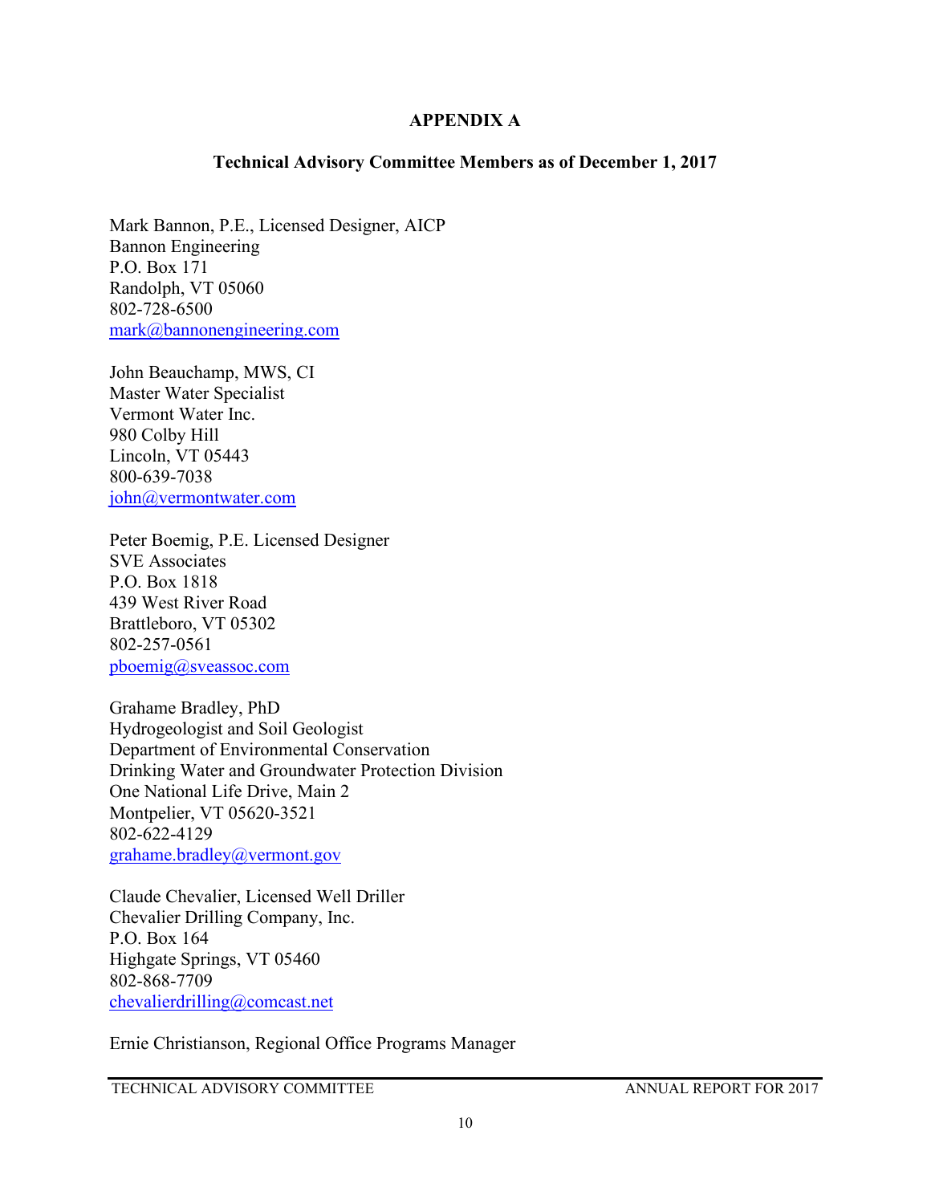## APPENDIX A

### Technical Advisory Committee Members as of December 1, 2017

Mark Bannon, P.E., Licensed Designer, AICP
Bannon Engineering
P.O. Box 171
Randolph, VT 05060
802-728-6500
mark@bannonengineering.com

John Beauchamp, MWS, CI
Master Water Specialist
Vermont Water Inc.
980 Colby Hill
Lincoln, VT 05443
800-639-7038
john@vermontwater.com

Peter Boemig, P.E. Licensed Designer
SVE Associates
P.O. Box 1818
439 West River Road
Brattleboro, VT 05302
802-257-0561
pboemig@sveassoc.com

Grahame Bradley, PhD
Hydrogeologist and Soil Geologist
Department of Environmental Conservation
Drinking Water and Groundwater Protection Division
One National Life Drive, Main 2
Montpelier, VT 05620-3521
802-622-4129
grahame.bradley@vermont.gov

Claude Chevalier, Licensed Well Driller
Chevalier Drilling Company, Inc.
P.O. Box 164
Highgate Springs, VT 05460
802-868-7709
chevalierdrilling@comcast.net

Ernie Christianson, Regional Office Programs Manager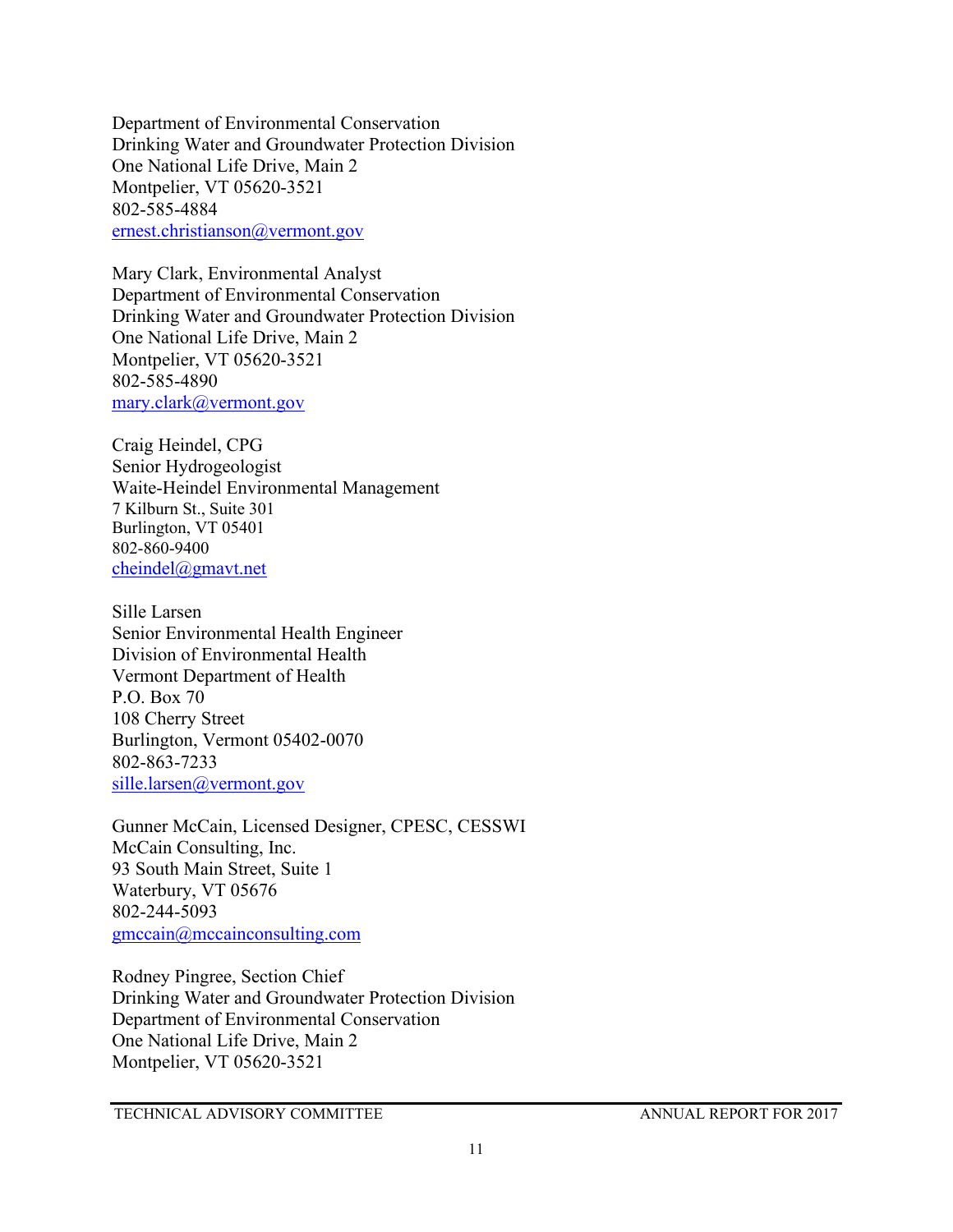Department of Environmental Conservation
Drinking Water and Groundwater Protection Division
One National Life Drive, Main 2
Montpelier, VT 05620-3521
802-585-4884
ernest.christianson@vermont.gov

Mary Clark, Environmental Analyst
Department of Environmental Conservation
Drinking Water and Groundwater Protection Division
One National Life Drive, Main 2
Montpelier, VT 05620-3521
802-585-4890
mary.clark@vermont.gov

Craig Heindel, CPG
Senior Hydrogeologist
Waite-Heindel Environmental Management
7 Kilburn St., Suite 301
Burlington, VT 05401
802-860-9400
cheindel@gmavt.net

Sille Larsen
Senior Environmental Health Engineer
Division of Environmental Health
Vermont Department of Health
P.O. Box 70
108 Cherry Street
Burlington, Vermont 05402-0070
802-863-7233
sille.larsen@vermont.gov

Gunner McCain, Licensed Designer, CPESC, CESSWI
McCain Consulting, Inc.
93 South Main Street, Suite 1
Waterbury, VT 05676
802-244-5093
gmccain@mccainconsulting.com

Rodney Pingree, Section Chief
Drinking Water and Groundwater Protection Division
Department of Environmental Conservation
One National Life Drive, Main 2
Montpelier, VT 05620-3521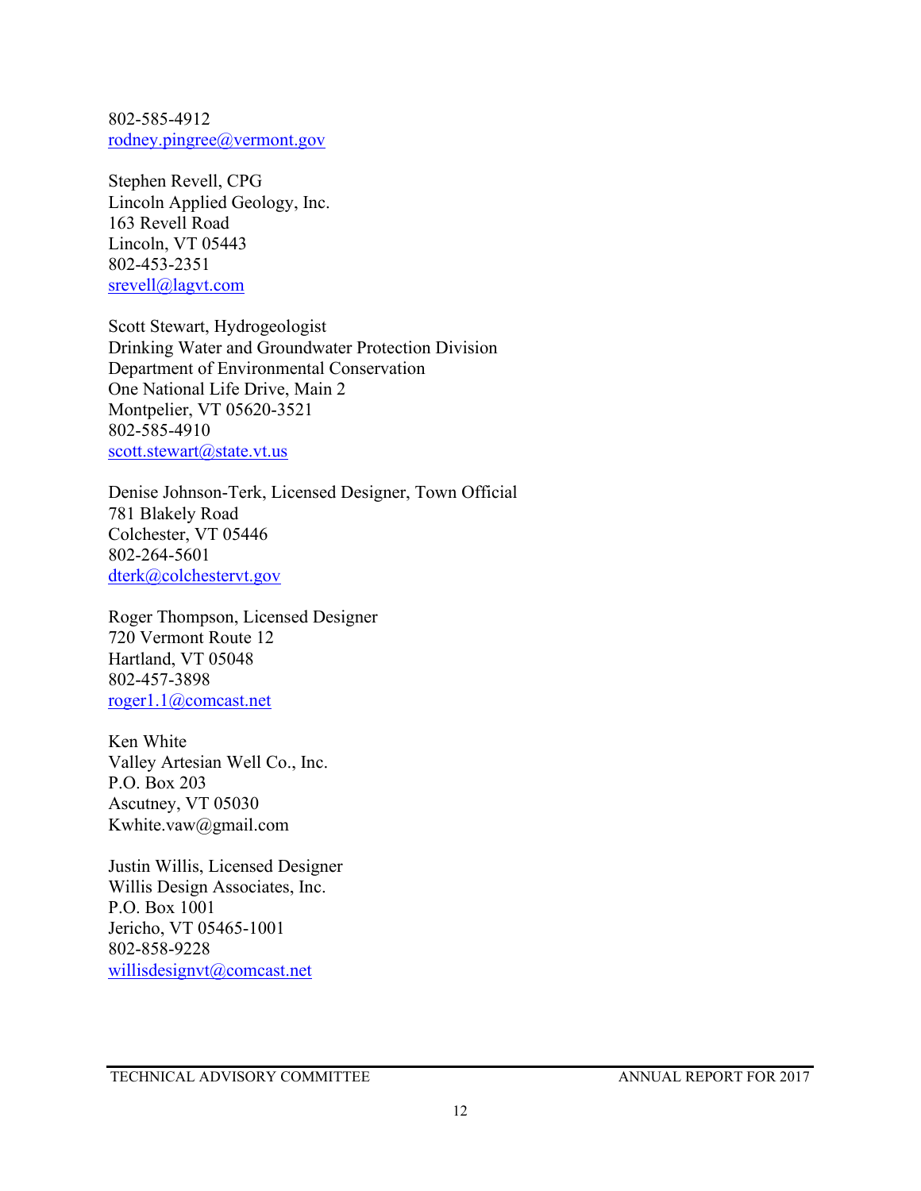802-585-4912
rodney.pingree@vermont.gov

Stephen Revell, CPG
Lincoln Applied Geology, Inc.
163 Revell Road
Lincoln, VT 05443
802-453-2351
srevell@lagvt.com

Scott Stewart, Hydrogeologist
Drinking Water and Groundwater Protection Division
Department of Environmental Conservation
One National Life Drive, Main 2
Montpelier, VT 05620-3521
802-585-4910
scott.stewart@state.vt.us

Denise Johnson-Terk, Licensed Designer, Town Official
781 Blakely Road
Colchester, VT 05446
802-264-5601
dterk@colchestervt.gov

Roger Thompson, Licensed Designer
720 Vermont Route 12
Hartland, VT 05048
802-457-3898
roger1.1@comcast.net

Ken White
Valley Artesian Well Co., Inc.
P.O. Box 203
Ascutney, VT 05030
Kwhite.vaw@gmail.com

Justin Willis, Licensed Designer
Willis Design Associates, Inc.
P.O. Box 1001
Jericho, VT 05465-1001
802-858-9228
willisdesignvt@comcast.net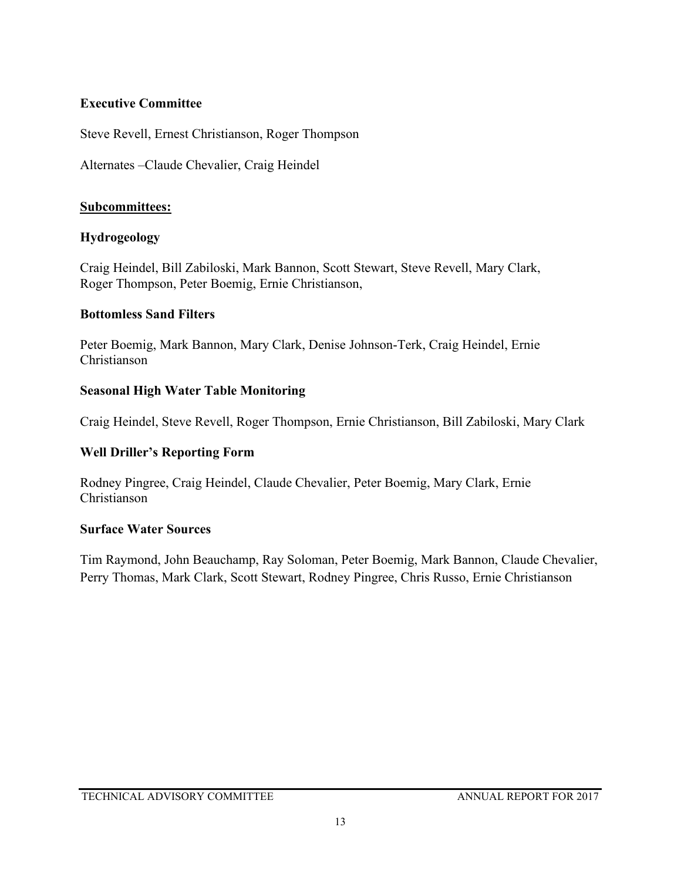**Executive Committee**

Steve Revell, Ernest Christianson, Roger Thompson

Alternates –Claude Chevalier, Craig Heindel

**<u>Subcommittees:</u>**

**Hydrogeology**

Craig Heindel, Bill Zabiloski, Mark Bannon, Scott Stewart, Steve Revell, Mary Clark, Roger Thompson, Peter Boemig, Ernie Christianson,

**Bottomless Sand Filters**

Peter Boemig, Mark Bannon, Mary Clark, Denise Johnson-Terk, Craig Heindel, Ernie Christianson

**Seasonal High Water Table Monitoring**

Craig Heindel, Steve Revell, Roger Thompson, Ernie Christianson, Bill Zabiloski, Mary Clark

**Well Driller's Reporting Form**

Rodney Pingree, Craig Heindel, Claude Chevalier, Peter Boemig, Mary Clark, Ernie Christianson

**Surface Water Sources**

Tim Raymond, John Beauchamp, Ray Soloman, Peter Boemig, Mark Bannon, Claude Chevalier, Perry Thomas, Mark Clark, Scott Stewart, Rodney Pingree, Chris Russo, Ernie Christianson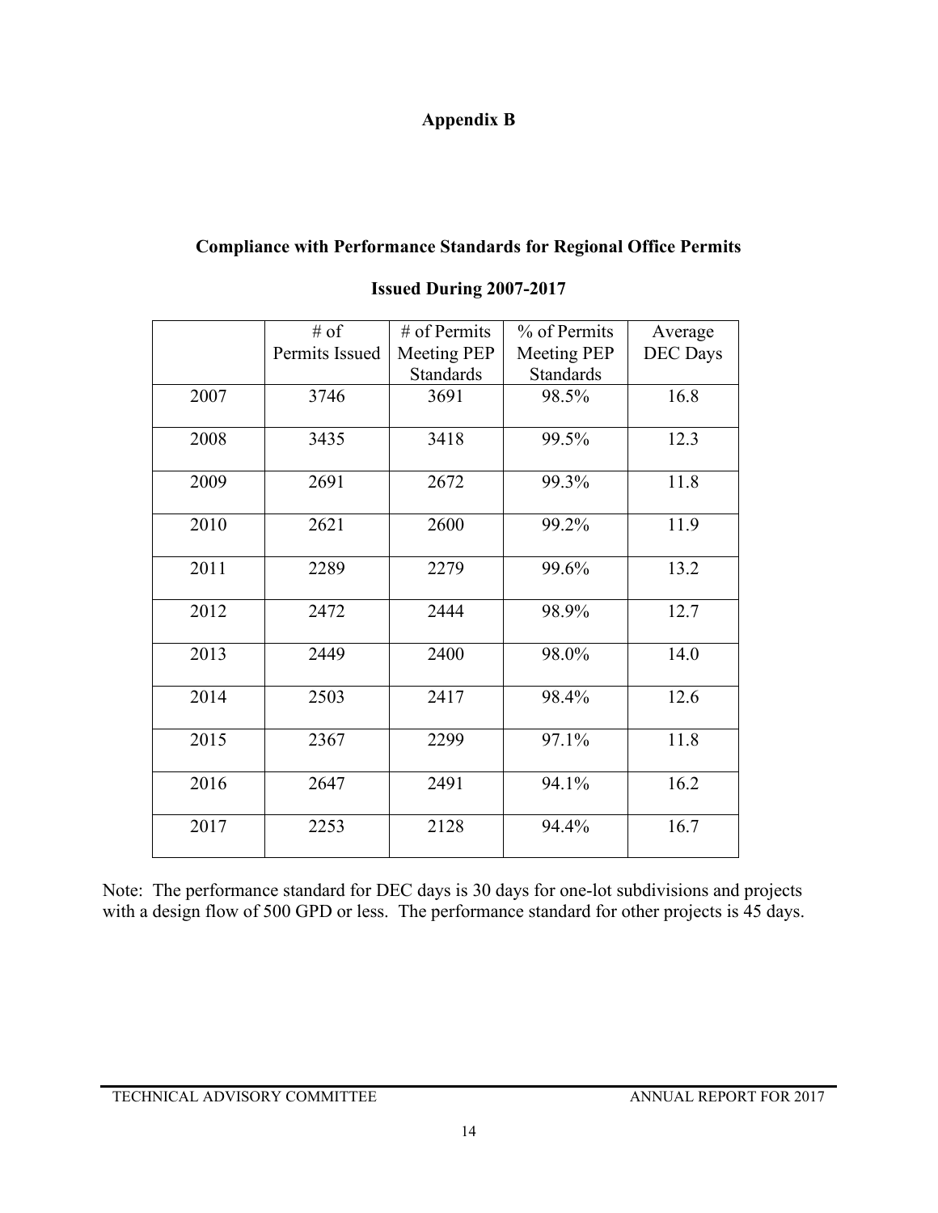# Appendix B

## Compliance with Performance Standards for Regional Office Permits

## Issued During 2007-2017

| | # of Permits Issued | # of Permits Meeting PEP Standards | % of Permits Meeting PEP Standards | Average DEC Days |
|---|---|---|---|---|
| 2007 | 3746 | 3691 | 98.5% | 16.8 |
| 2008 | 3435 | 3418 | 99.5% | 12.3 |
| 2009 | 2691 | 2672 | 99.3% | 11.8 |
| 2010 | 2621 | 2600 | 99.2% | 11.9 |
| 2011 | 2289 | 2279 | 99.6% | 13.2 |
| 2012 | 2472 | 2444 | 98.9% | 12.7 |
| 2013 | 2449 | 2400 | 98.0% | 14.0 |
| 2014 | 2503 | 2417 | 98.4% | 12.6 |
| 2015 | 2367 | 2299 | 97.1% | 11.8 |
| 2016 | 2647 | 2491 | 94.1% | 16.2 |
| 2017 | 2253 | 2128 | 94.4% | 16.7 |

Note: The performance standard for DEC days is 30 days for one-lot subdivisions and projects with a design flow of 500 GPD or less. The performance standard for other projects is 45 days.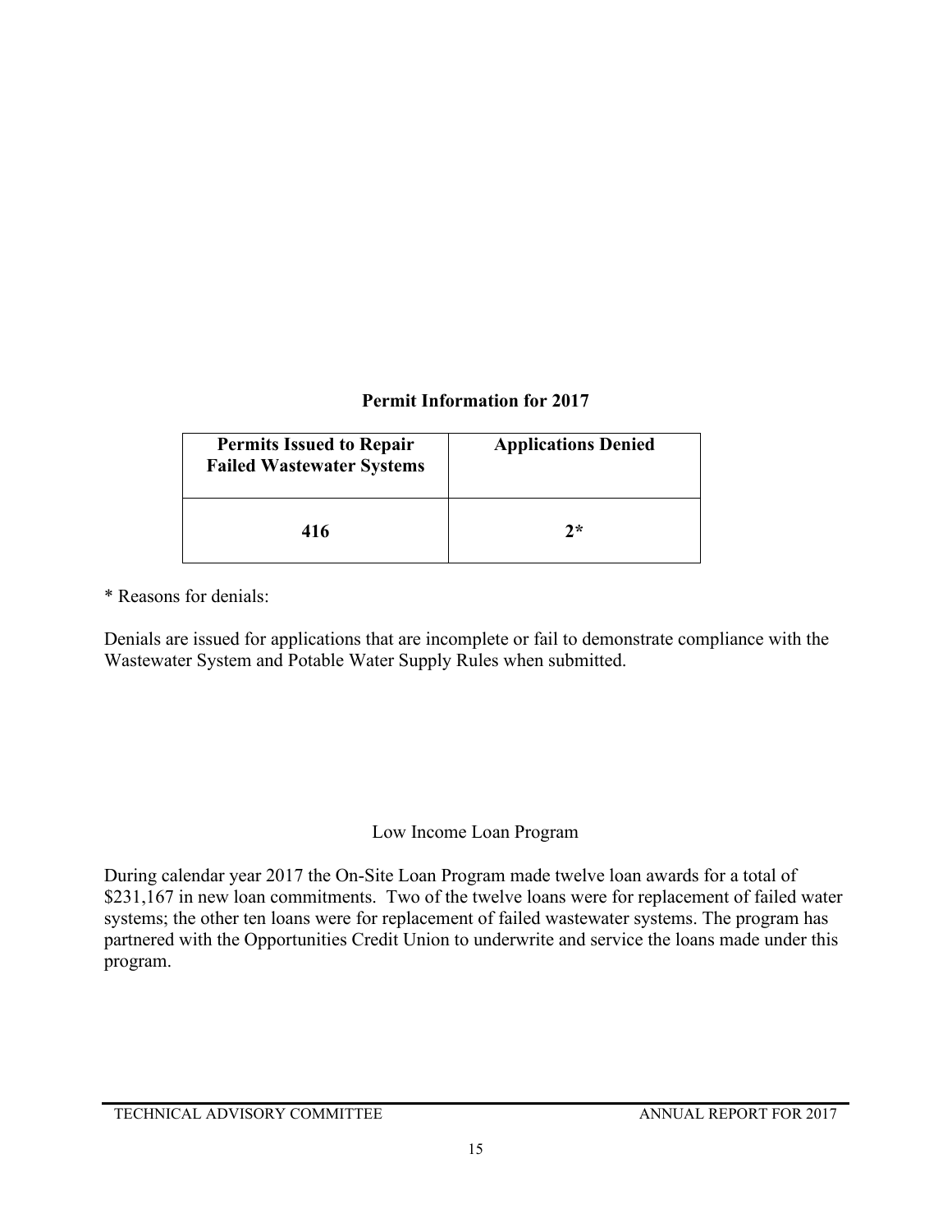**Permit Information for 2017**

| Permits Issued to Repair Failed Wastewater Systems | Applications Denied |
|---|---|
| **416** | **2*** |

* Reasons for denials:

Denials are issued for applications that are incomplete or fail to demonstrate compliance with the Wastewater System and Potable Water Supply Rules when submitted.

Low Income Loan Program

During calendar year 2017 the On-Site Loan Program made twelve loan awards for a total of $231,167 in new loan commitments. Two of the twelve loans were for replacement of failed water systems; the other ten loans were for replacement of failed wastewater systems. The program has partnered with the Opportunities Credit Union to underwrite and service the loans made under this program.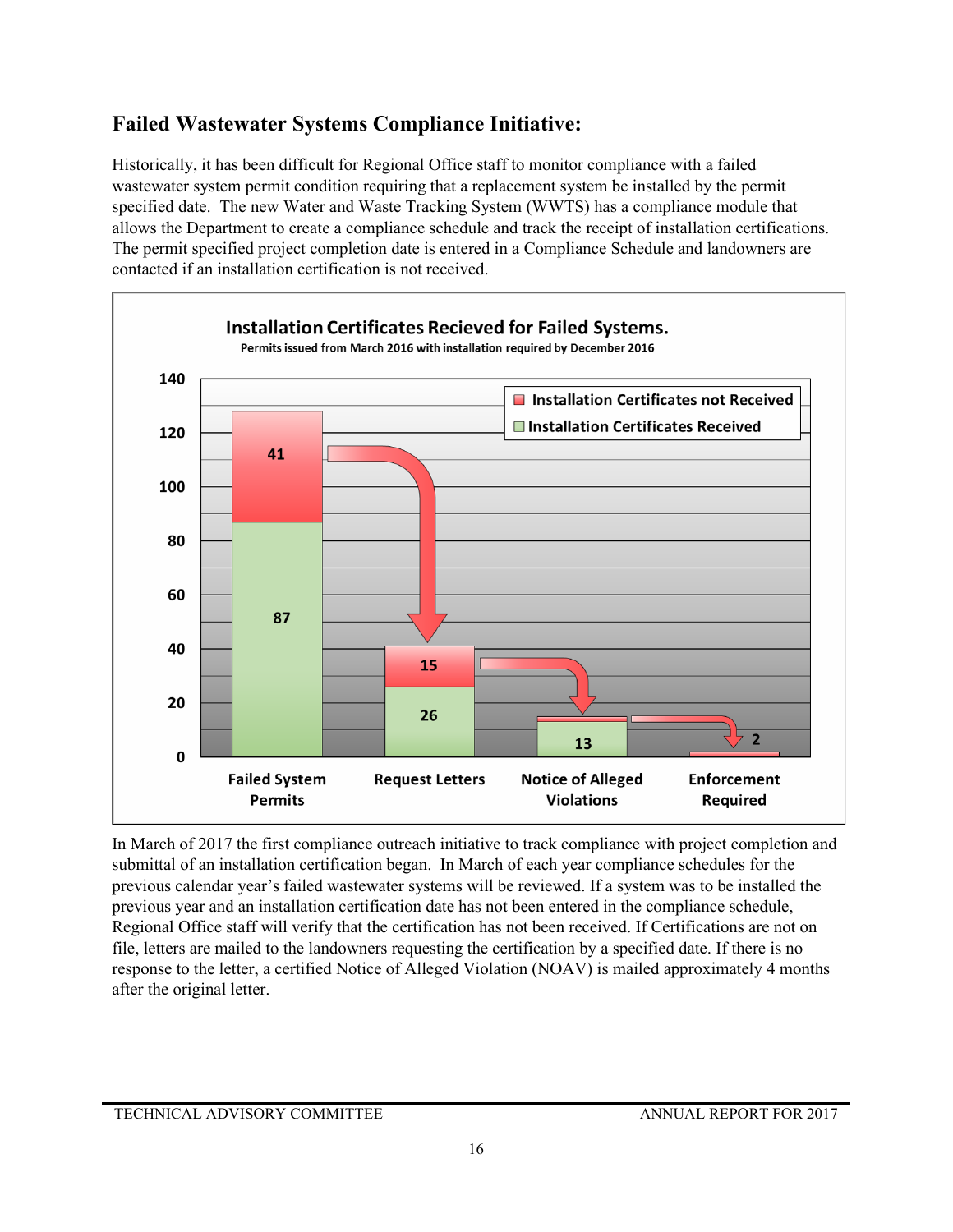## Failed Wastewater Systems Compliance Initiative:

Historically, it has been difficult for Regional Office staff to monitor compliance with a failed wastewater system permit condition requiring that a replacement system be installed by the permit specified date. The new Water and Waste Tracking System (WWTS) has a compliance module that allows the Department to create a compliance schedule and track the receipt of installation certifications. The permit specified project completion date is entered in a Compliance Schedule and landowners are contacted if an installation certification is not received.

**Installation Certificates Recieved for Failed Systems.**

Permits issued from March 2016 with installation required by December 2016

| | Failed System Permits | Request Letters | Notice of Alleged Violations | Enforcement Required |
|---|---|---|---|---|
| Installation Certificates not Received | 41 | 15 | | 2 |
| Installation Certificates Received | 87 | 26 | 13 | |

In March of 2017 the first compliance outreach initiative to track compliance with project completion and submittal of an installation certification began. In March of each year compliance schedules for the previous calendar year's failed wastewater systems will be reviewed. If a system was to be installed the previous year and an installation certification date has not been entered in the compliance schedule, Regional Office staff will verify that the certification has not been received. If Certifications are not on file, letters are mailed to the landowners requesting the certification by a specified date. If there is no response to the letter, a certified Notice of Alleged Violation (NOAV) is mailed approximately 4 months after the original letter.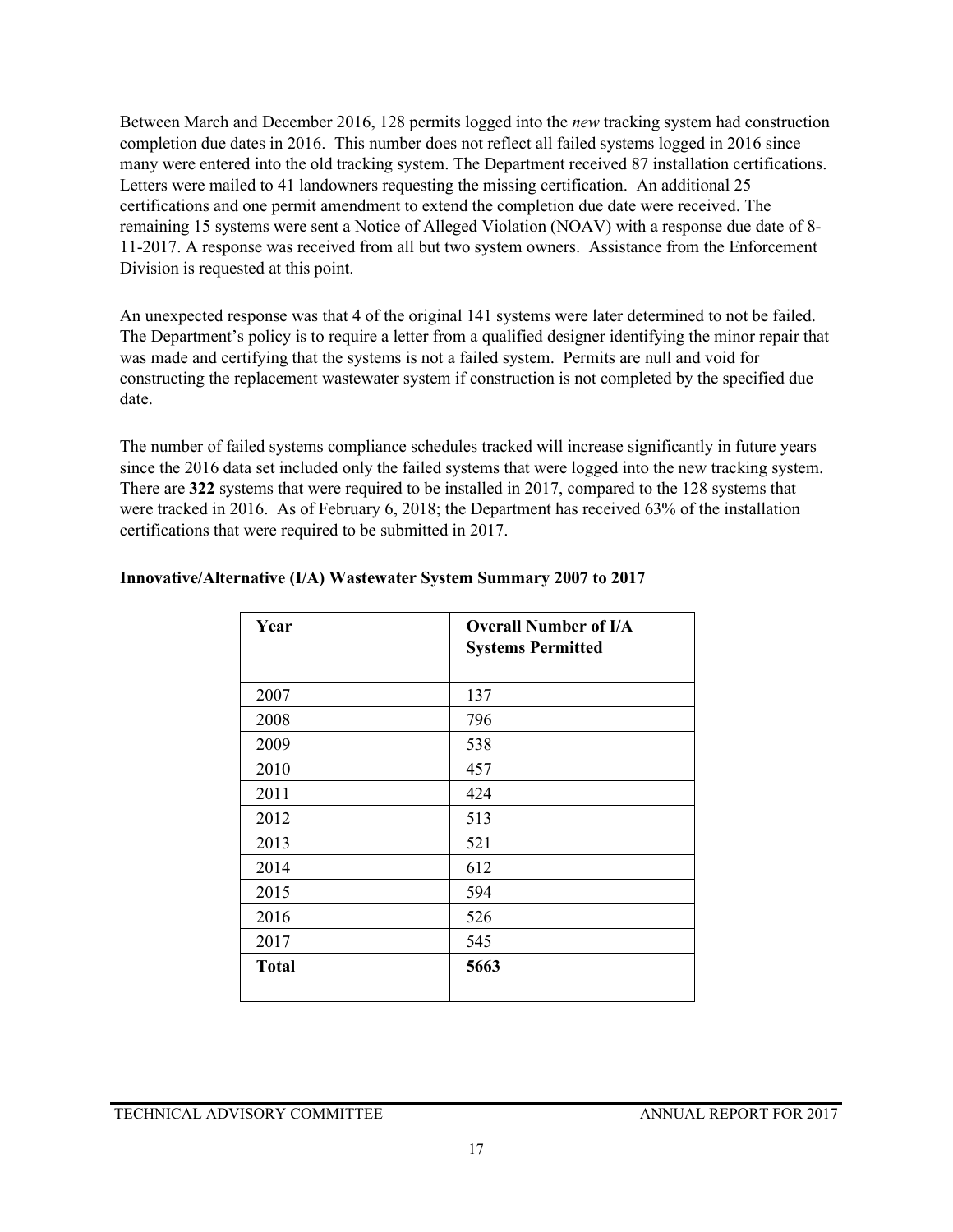Between March and December 2016, 128 permits logged into the *new* tracking system had construction completion due dates in 2016. This number does not reflect all failed systems logged in 2016 since many were entered into the old tracking system. The Department received 87 installation certifications. Letters were mailed to 41 landowners requesting the missing certification. An additional 25 certifications and one permit amendment to extend the completion due date were received. The remaining 15 systems were sent a Notice of Alleged Violation (NOAV) with a response due date of 8-11-2017. A response was received from all but two system owners. Assistance from the Enforcement Division is requested at this point.

An unexpected response was that 4 of the original 141 systems were later determined to not be failed. The Department's policy is to require a letter from a qualified designer identifying the minor repair that was made and certifying that the systems is not a failed system. Permits are null and void for constructing the replacement wastewater system if construction is not completed by the specified due date.

The number of failed systems compliance schedules tracked will increase significantly in future years since the 2016 data set included only the failed systems that were logged into the new tracking system. There are **322** systems that were required to be installed in 2017, compared to the 128 systems that were tracked in 2016. As of February 6, 2018; the Department has received 63% of the installation certifications that were required to be submitted in 2017.

**Innovative/Alternative (I/A) Wastewater System Summary 2007 to 2017**

| Year | Overall Number of I/A Systems Permitted |
|---|---|
| 2007 | 137 |
| 2008 | 796 |
| 2009 | 538 |
| 2010 | 457 |
| 2011 | 424 |
| 2012 | 513 |
| 2013 | 521 |
| 2014 | 612 |
| 2015 | 594 |
| 2016 | 526 |
| 2017 | 545 |
| **Total** | **5663** |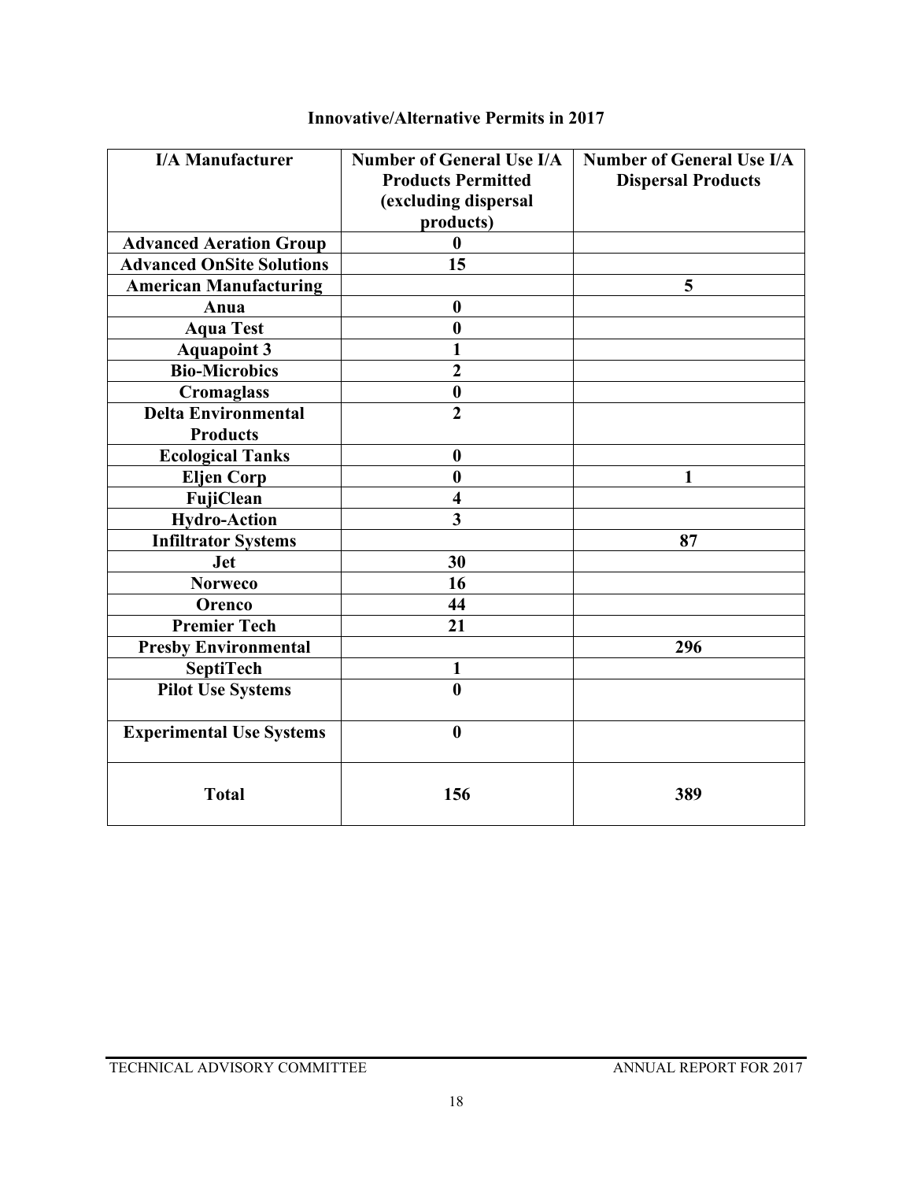## Innovative/Alternative Permits in 2017

| I/A Manufacturer | Number of General Use I/A Products Permitted (excluding dispersal products) | Number of General Use I/A Dispersal Products |
|---|---|---|
| Advanced Aeration Group | 0 | |
| Advanced OnSite Solutions | 15 | |
| American Manufacturing | | 5 |
| Anua | 0 | |
| Aqua Test | 0 | |
| Aquapoint 3 | 1 | |
| Bio-Microbics | 2 | |
| Cromaglass | 0 | |
| Delta Environmental Products | 2 | |
| Ecological Tanks | 0 | |
| Eljen Corp | 0 | 1 |
| FujiClean | 4 | |
| Hydro-Action | 3 | |
| Infiltrator Systems | | 87 |
| Jet | 30 | |
| Norweco | 16 | |
| Orenco | 44 | |
| Premier Tech | 21 | |
| Presby Environmental | | 296 |
| SeptiTech | 1 | |
| Pilot Use Systems | 0 | |
| Experimental Use Systems | 0 | |
| Total | 156 | 389 |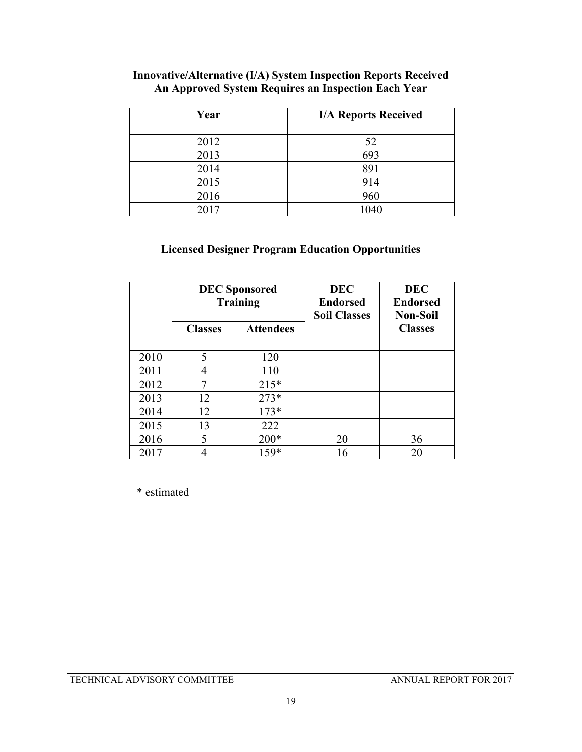**Innovative/Alternative (I/A) System Inspection Reports Received**
**An Approved System Requires an Inspection Each Year**

| Year | I/A Reports Received |
|---|---|
| 2012 | 52 |
| 2013 | 693 |
| 2014 | 891 |
| 2015 | 914 |
| 2016 | 960 |
| 2017 | 1040 |

**Licensed Designer Program Education Opportunities**

| | DEC Sponsored Training | | DEC Endorsed Soil Classes | DEC Endorsed Non-Soil Classes |
|---|---|---|---|---|
| | Classes | Attendees | | |
| 2010 | 5 | 120 | | |
| 2011 | 4 | 110 | | |
| 2012 | 7 | 215* | | |
| 2013 | 12 | 273* | | |
| 2014 | 12 | 173* | | |
| 2015 | 13 | 222 | | |
| 2016 | 5 | 200* | 20 | 36 |
| 2017 | 4 | 159* | 16 | 20 |

\* estimated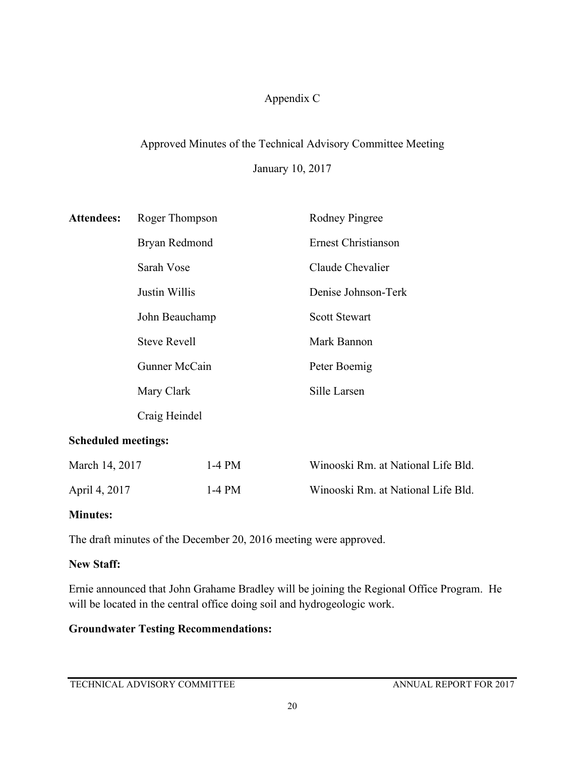# Appendix C

## Approved Minutes of the Technical Advisory Committee Meeting

January 10, 2017

| **Attendees:** | Roger Thompson | Rodney Pingree |
|---|---|---|
| | Bryan Redmond | Ernest Christianson |
| | Sarah Vose | Claude Chevalier |
| | Justin Willis | Denise Johnson-Terk |
| | John Beauchamp | Scott Stewart |
| | Steve Revell | Mark Bannon |
| | Gunner McCain | Peter Boemig |
| | Mary Clark | Sille Larsen |
| | Craig Heindel | |

**Scheduled meetings:**

| | | |
|---|---|---|
| March 14, 2017 | 1-4 PM | Winooski Rm. at National Life Bld. |
| April 4, 2017 | 1-4 PM | Winooski Rm. at National Life Bld. |

**Minutes:**

The draft minutes of the December 20, 2016 meeting were approved.

**New Staff:**

Ernie announced that John Grahame Bradley will be joining the Regional Office Program. He will be located in the central office doing soil and hydrogeologic work.

**Groundwater Testing Recommendations:**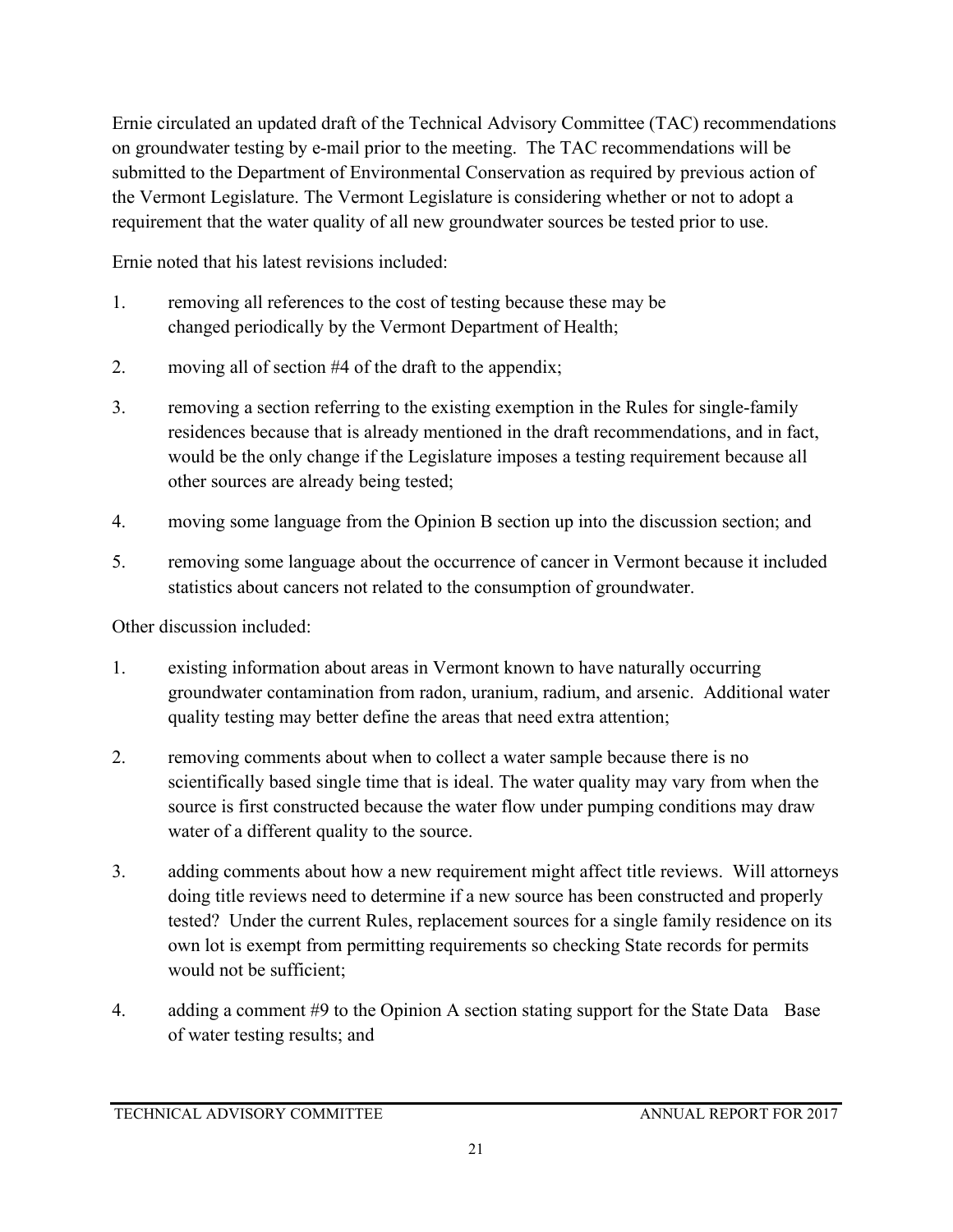Ernie circulated an updated draft of the Technical Advisory Committee (TAC) recommendations on groundwater testing by e-mail prior to the meeting. The TAC recommendations will be submitted to the Department of Environmental Conservation as required by previous action of the Vermont Legislature. The Vermont Legislature is considering whether or not to adopt a requirement that the water quality of all new groundwater sources be tested prior to use.

Ernie noted that his latest revisions included:

1. removing all references to the cost of testing because these may be changed periodically by the Vermont Department of Health;
2. moving all of section #4 of the draft to the appendix;
3. removing a section referring to the existing exemption in the Rules for single-family residences because that is already mentioned in the draft recommendations, and in fact, would be the only change if the Legislature imposes a testing requirement because all other sources are already being tested;
4. moving some language from the Opinion B section up into the discussion section; and
5. removing some language about the occurrence of cancer in Vermont because it included statistics about cancers not related to the consumption of groundwater.

Other discussion included:

1. existing information about areas in Vermont known to have naturally occurring groundwater contamination from radon, uranium, radium, and arsenic. Additional water quality testing may better define the areas that need extra attention;
2. removing comments about when to collect a water sample because there is no scientifically based single time that is ideal. The water quality may vary from when the source is first constructed because the water flow under pumping conditions may draw water of a different quality to the source.
3. adding comments about how a new requirement might affect title reviews. Will attorneys doing title reviews need to determine if a new source has been constructed and properly tested? Under the current Rules, replacement sources for a single family residence on its own lot is exempt from permitting requirements so checking State records for permits would not be sufficient;
4. adding a comment #9 to the Opinion A section stating support for the State Data Base of water testing results; and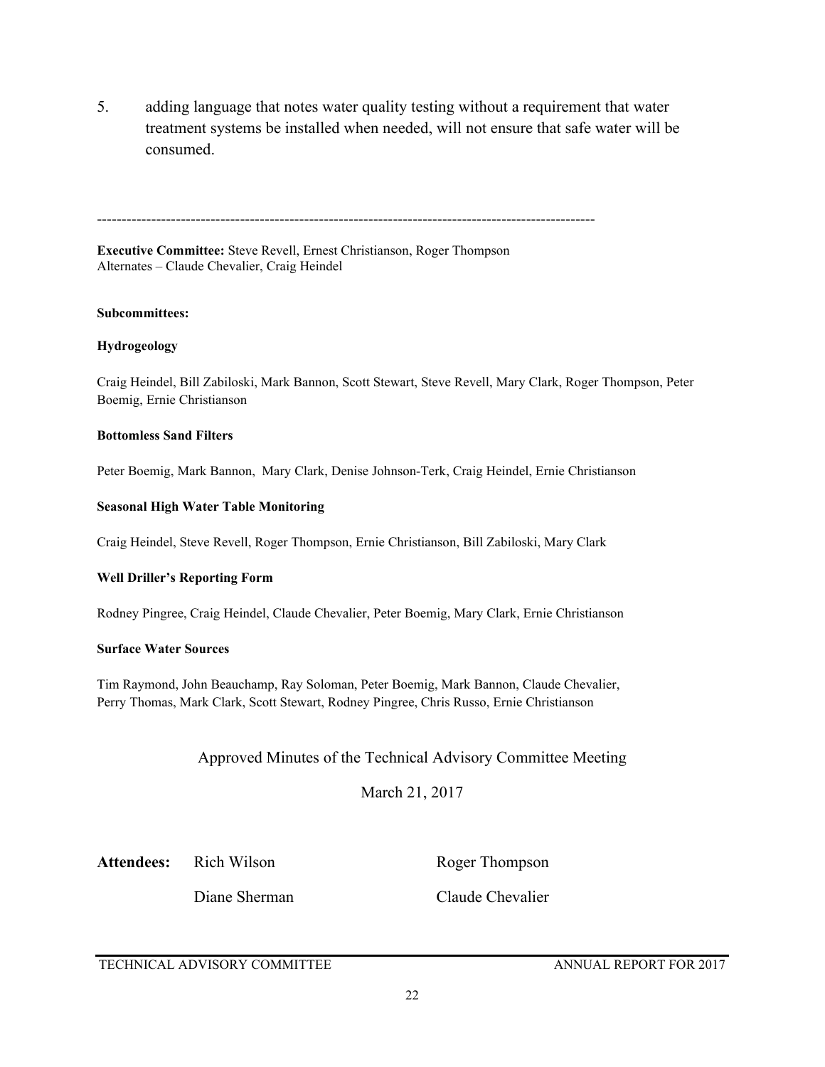5. adding language that notes water quality testing without a requirement that water treatment systems be installed when needed, will not ensure that safe water will be consumed.

---

**Executive Committee:** Steve Revell, Ernest Christianson, Roger Thompson
Alternates – Claude Chevalier, Craig Heindel

**Subcommittees:**

**Hydrogeology**

Craig Heindel, Bill Zabiloski, Mark Bannon, Scott Stewart, Steve Revell, Mary Clark, Roger Thompson, Peter Boemig, Ernie Christianson

**Bottomless Sand Filters**

Peter Boemig, Mark Bannon, Mary Clark, Denise Johnson-Terk, Craig Heindel, Ernie Christianson

**Seasonal High Water Table Monitoring**

Craig Heindel, Steve Revell, Roger Thompson, Ernie Christianson, Bill Zabiloski, Mary Clark

**Well Driller's Reporting Form**

Rodney Pingree, Craig Heindel, Claude Chevalier, Peter Boemig, Mary Clark, Ernie Christianson

**Surface Water Sources**

Tim Raymond, John Beauchamp, Ray Soloman, Peter Boemig, Mark Bannon, Claude Chevalier, Perry Thomas, Mark Clark, Scott Stewart, Rodney Pingree, Chris Russo, Ernie Christianson

Approved Minutes of the Technical Advisory Committee Meeting

March 21, 2017

**Attendees:** Rich Wilson, Roger Thompson, Diane Sherman, Claude Chevalier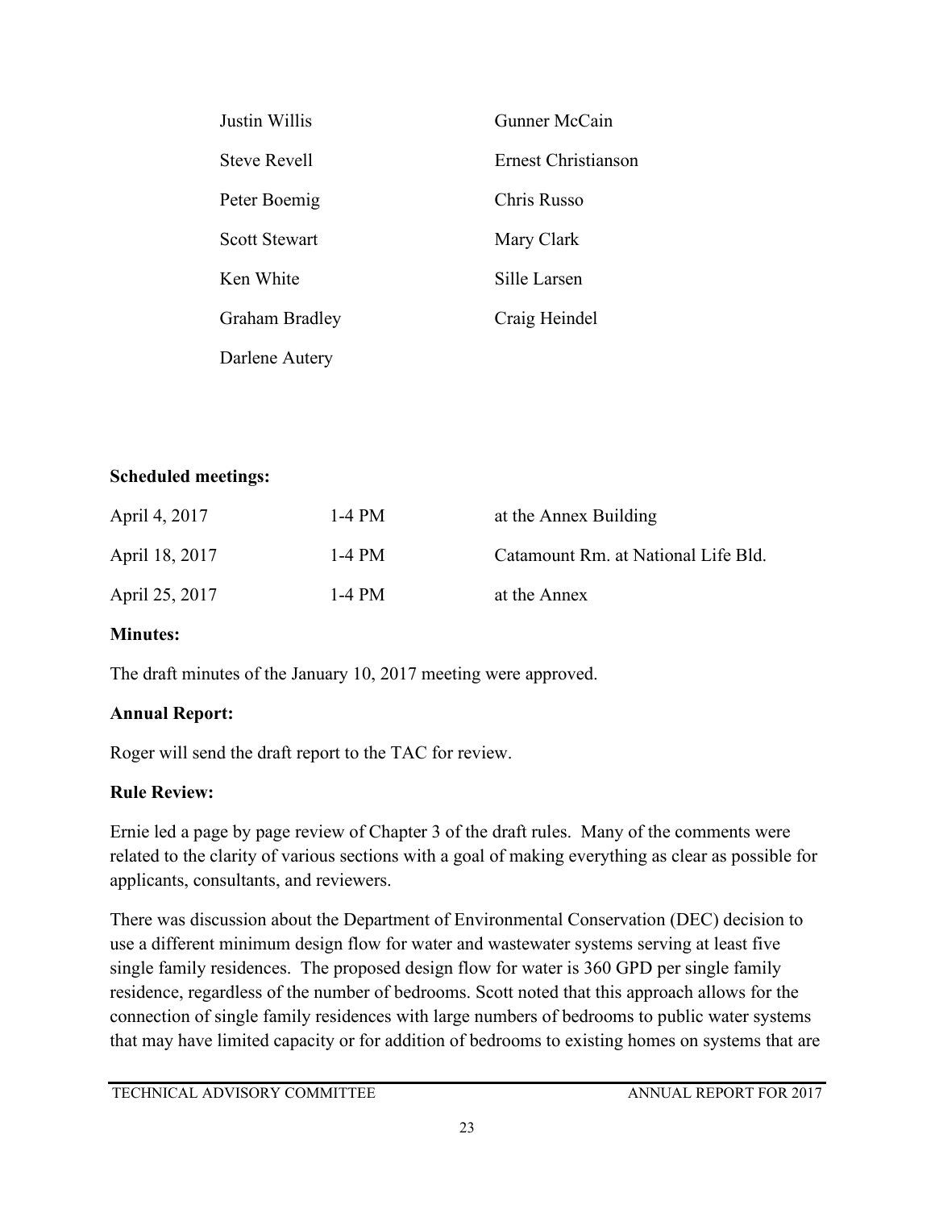| | |
|---|---|
| Justin Willis | Gunner McCain |
| Steve Revell | Ernest Christianson |
| Peter Boemig | Chris Russo |
| Scott Stewart | Mary Clark |
| Ken White | Sille Larsen |
| Graham Bradley | Craig Heindel |
| Darlene Autery | |

**Scheduled meetings:**

| | | |
|---|---|---|
| April 4, 2017 | 1-4 PM | at the Annex Building |
| April 18, 2017 | 1-4 PM | Catamount Rm. at National Life Bld. |
| April 25, 2017 | 1-4 PM | at the Annex |

**Minutes:**

The draft minutes of the January 10, 2017 meeting were approved.

**Annual Report:**

Roger will send the draft report to the TAC for review.

**Rule Review:**

Ernie led a page by page review of Chapter 3 of the draft rules. Many of the comments were related to the clarity of various sections with a goal of making everything as clear as possible for applicants, consultants, and reviewers.

There was discussion about the Department of Environmental Conservation (DEC) decision to use a different minimum design flow for water and wastewater systems serving at least five single family residences. The proposed design flow for water is 360 GPD per single family residence, regardless of the number of bedrooms. Scott noted that this approach allows for the connection of single family residences with large numbers of bedrooms to public water systems that may have limited capacity or for addition of bedrooms to existing homes on systems that are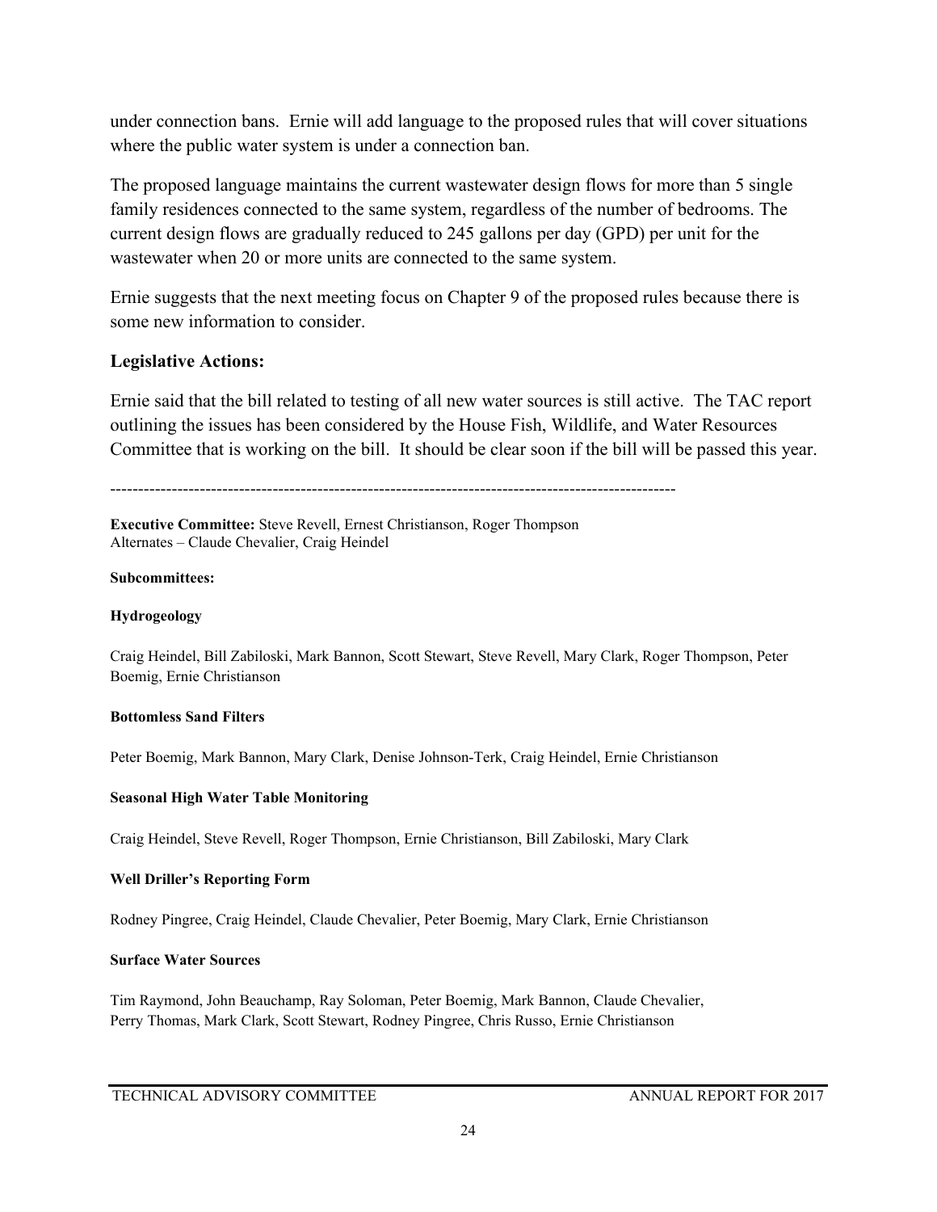under connection bans. Ernie will add language to the proposed rules that will cover situations where the public water system is under a connection ban.

The proposed language maintains the current wastewater design flows for more than 5 single family residences connected to the same system, regardless of the number of bedrooms. The current design flows are gradually reduced to 245 gallons per day (GPD) per unit for the wastewater when 20 or more units are connected to the same system.

Ernie suggests that the next meeting focus on Chapter 9 of the proposed rules because there is some new information to consider.

### Legislative Actions:

Ernie said that the bill related to testing of all new water sources is still active. The TAC report outlining the issues has been considered by the House Fish, Wildlife, and Water Resources Committee that is working on the bill. It should be clear soon if the bill will be passed this year.

---

**Executive Committee:** Steve Revell, Ernest Christianson, Roger Thompson
Alternates – Claude Chevalier, Craig Heindel

**Subcommittees:**

**Hydrogeology**

Craig Heindel, Bill Zabiloski, Mark Bannon, Scott Stewart, Steve Revell, Mary Clark, Roger Thompson, Peter Boemig, Ernie Christianson

**Bottomless Sand Filters**

Peter Boemig, Mark Bannon, Mary Clark, Denise Johnson-Terk, Craig Heindel, Ernie Christianson

**Seasonal High Water Table Monitoring**

Craig Heindel, Steve Revell, Roger Thompson, Ernie Christianson, Bill Zabiloski, Mary Clark

**Well Driller's Reporting Form**

Rodney Pingree, Craig Heindel, Claude Chevalier, Peter Boemig, Mary Clark, Ernie Christianson

**Surface Water Sources**

Tim Raymond, John Beauchamp, Ray Soloman, Peter Boemig, Mark Bannon, Claude Chevalier, Perry Thomas, Mark Clark, Scott Stewart, Rodney Pingree, Chris Russo, Ernie Christianson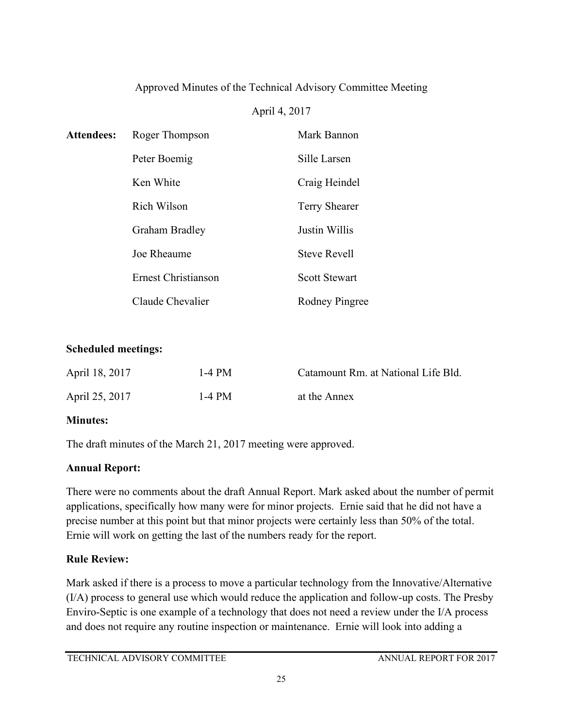Approved Minutes of the Technical Advisory Committee Meeting

April 4, 2017

| **Attendees:** | Roger Thompson | Mark Bannon |
|---|---|---|
| | Peter Boemig | Sille Larsen |
| | Ken White | Craig Heindel |
| | Rich Wilson | Terry Shearer |
| | Graham Bradley | Justin Willis |
| | Joe Rheaume | Steve Revell |
| | Ernest Christianson | Scott Stewart |
| | Claude Chevalier | Rodney Pingree |

**Scheduled meetings:**

| | | |
|---|---|---|
| April 18, 2017 | 1-4 PM | Catamount Rm. at National Life Bld. |
| April 25, 2017 | 1-4 PM | at the Annex |

**Minutes:**

The draft minutes of the March 21, 2017 meeting were approved.

**Annual Report:**

There were no comments about the draft Annual Report. Mark asked about the number of permit applications, specifically how many were for minor projects. Ernie said that he did not have a precise number at this point but that minor projects were certainly less than 50% of the total. Ernie will work on getting the last of the numbers ready for the report.

**Rule Review:**

Mark asked if there is a process to move a particular technology from the Innovative/Alternative (I/A) process to general use which would reduce the application and follow-up costs. The Presby Enviro-Septic is one example of a technology that does not need a review under the I/A process and does not require any routine inspection or maintenance. Ernie will look into adding a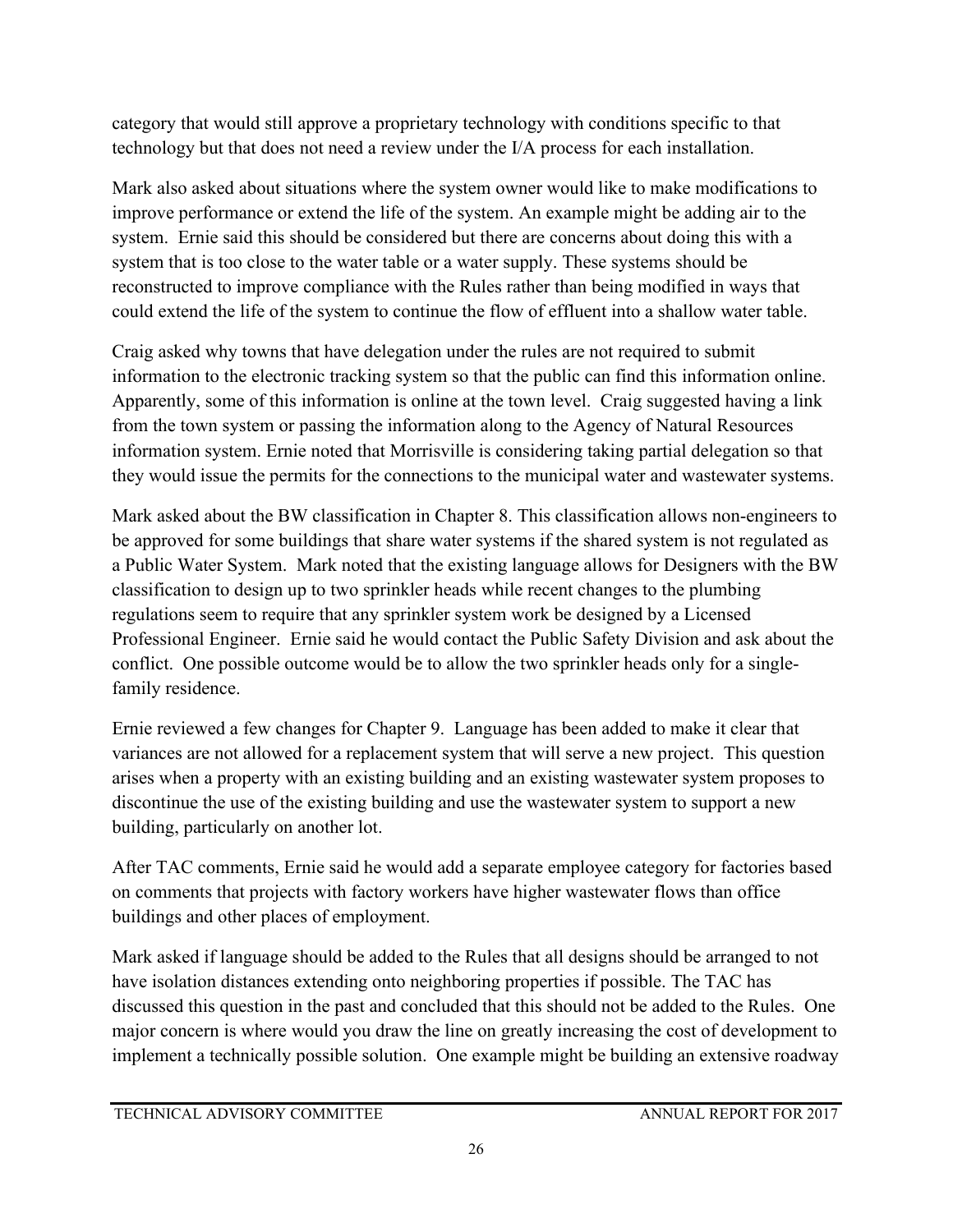category that would still approve a proprietary technology with conditions specific to that technology but that does not need a review under the I/A process for each installation.

Mark also asked about situations where the system owner would like to make modifications to improve performance or extend the life of the system. An example might be adding air to the system. Ernie said this should be considered but there are concerns about doing this with a system that is too close to the water table or a water supply. These systems should be reconstructed to improve compliance with the Rules rather than being modified in ways that could extend the life of the system to continue the flow of effluent into a shallow water table.

Craig asked why towns that have delegation under the rules are not required to submit information to the electronic tracking system so that the public can find this information online. Apparently, some of this information is online at the town level. Craig suggested having a link from the town system or passing the information along to the Agency of Natural Resources information system. Ernie noted that Morrisville is considering taking partial delegation so that they would issue the permits for the connections to the municipal water and wastewater systems.

Mark asked about the BW classification in Chapter 8. This classification allows non-engineers to be approved for some buildings that share water systems if the shared system is not regulated as a Public Water System. Mark noted that the existing language allows for Designers with the BW classification to design up to two sprinkler heads while recent changes to the plumbing regulations seem to require that any sprinkler system work be designed by a Licensed Professional Engineer. Ernie said he would contact the Public Safety Division and ask about the conflict. One possible outcome would be to allow the two sprinkler heads only for a single-family residence.

Ernie reviewed a few changes for Chapter 9. Language has been added to make it clear that variances are not allowed for a replacement system that will serve a new project. This question arises when a property with an existing building and an existing wastewater system proposes to discontinue the use of the existing building and use the wastewater system to support a new building, particularly on another lot.

After TAC comments, Ernie said he would add a separate employee category for factories based on comments that projects with factory workers have higher wastewater flows than office buildings and other places of employment.

Mark asked if language should be added to the Rules that all designs should be arranged to not have isolation distances extending onto neighboring properties if possible. The TAC has discussed this question in the past and concluded that this should not be added to the Rules. One major concern is where would you draw the line on greatly increasing the cost of development to implement a technically possible solution. One example might be building an extensive roadway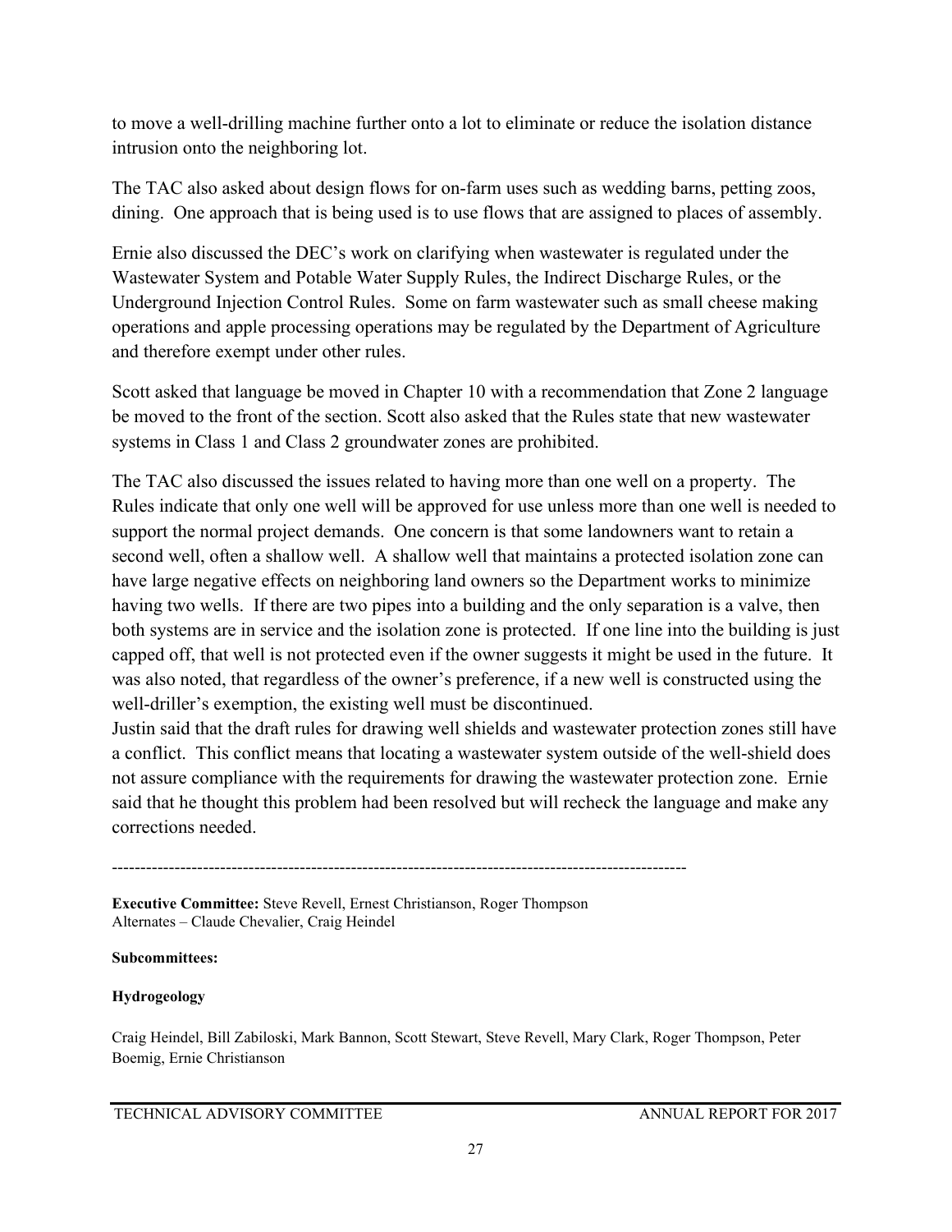to move a well-drilling machine further onto a lot to eliminate or reduce the isolation distance intrusion onto the neighboring lot.

The TAC also asked about design flows for on-farm uses such as wedding barns, petting zoos, dining. One approach that is being used is to use flows that are assigned to places of assembly.

Ernie also discussed the DEC's work on clarifying when wastewater is regulated under the Wastewater System and Potable Water Supply Rules, the Indirect Discharge Rules, or the Underground Injection Control Rules. Some on farm wastewater such as small cheese making operations and apple processing operations may be regulated by the Department of Agriculture and therefore exempt under other rules.

Scott asked that language be moved in Chapter 10 with a recommendation that Zone 2 language be moved to the front of the section. Scott also asked that the Rules state that new wastewater systems in Class 1 and Class 2 groundwater zones are prohibited.

The TAC also discussed the issues related to having more than one well on a property. The Rules indicate that only one well will be approved for use unless more than one well is needed to support the normal project demands. One concern is that some landowners want to retain a second well, often a shallow well. A shallow well that maintains a protected isolation zone can have large negative effects on neighboring land owners so the Department works to minimize having two wells. If there are two pipes into a building and the only separation is a valve, then both systems are in service and the isolation zone is protected. If one line into the building is just capped off, that well is not protected even if the owner suggests it might be used in the future. It was also noted, that regardless of the owner's preference, if a new well is constructed using the well-driller's exemption, the existing well must be discontinued.

Justin said that the draft rules for drawing well shields and wastewater protection zones still have a conflict. This conflict means that locating a wastewater system outside of the well-shield does not assure compliance with the requirements for drawing the wastewater protection zone. Ernie said that he thought this problem had been resolved but will recheck the language and make any corrections needed.

---

**Executive Committee:** Steve Revell, Ernest Christianson, Roger Thompson
Alternates – Claude Chevalier, Craig Heindel

**Subcommittees:**

**Hydrogeology**

Craig Heindel, Bill Zabiloski, Mark Bannon, Scott Stewart, Steve Revell, Mary Clark, Roger Thompson, Peter Boemig, Ernie Christianson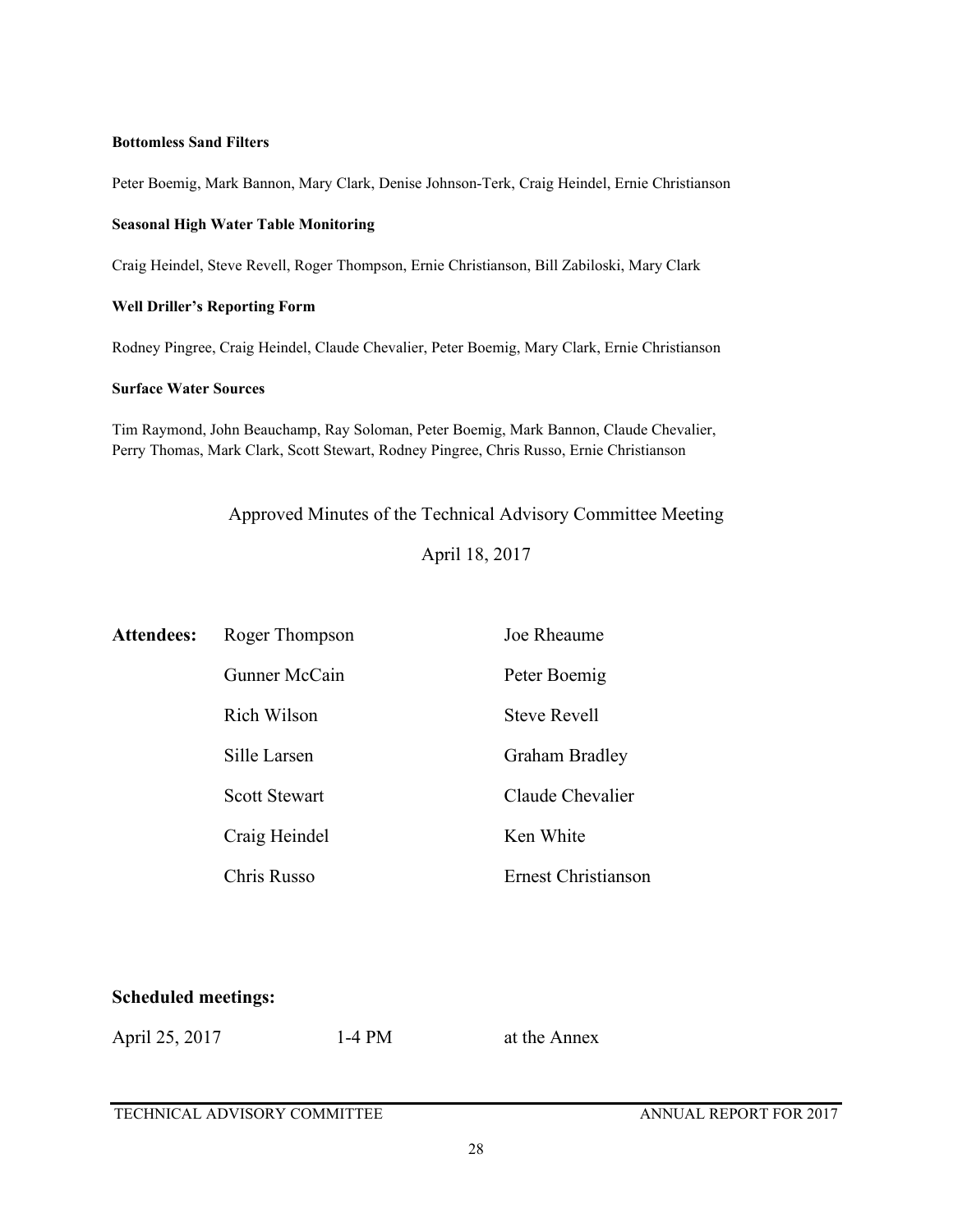**Bottomless Sand Filters**

Peter Boemig, Mark Bannon, Mary Clark, Denise Johnson-Terk, Craig Heindel, Ernie Christianson

**Seasonal High Water Table Monitoring**

Craig Heindel, Steve Revell, Roger Thompson, Ernie Christianson, Bill Zabiloski, Mary Clark

**Well Driller's Reporting Form**

Rodney Pingree, Craig Heindel, Claude Chevalier, Peter Boemig, Mary Clark, Ernie Christianson

**Surface Water Sources**

Tim Raymond, John Beauchamp, Ray Soloman, Peter Boemig, Mark Bannon, Claude Chevalier, Perry Thomas, Mark Clark, Scott Stewart, Rodney Pingree, Chris Russo, Ernie Christianson

Approved Minutes of the Technical Advisory Committee Meeting

April 18, 2017

| **Attendees:** | Roger Thompson | Joe Rheaume |
|---|---|---|
| | Gunner McCain | Peter Boemig |
| | Rich Wilson | Steve Revell |
| | Sille Larsen | Graham Bradley |
| | Scott Stewart | Claude Chevalier |
| | Craig Heindel | Ken White |
| | Chris Russo | Ernest Christianson |

**Scheduled meetings:**

| April 25, 2017 | 1-4 PM | at the Annex |
|---|---|---|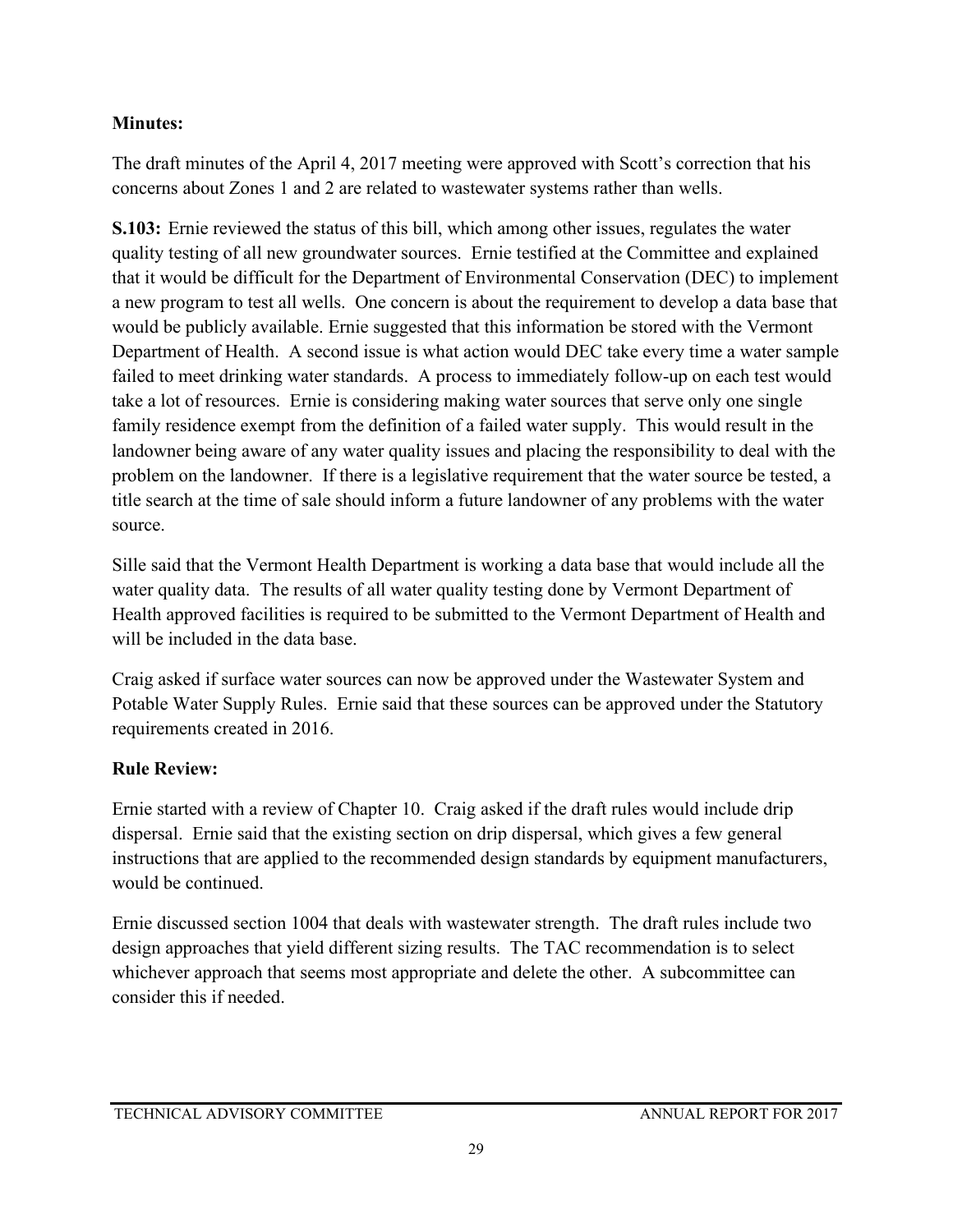**Minutes:**

The draft minutes of the April 4, 2017 meeting were approved with Scott's correction that his concerns about Zones 1 and 2 are related to wastewater systems rather than wells.

**S.103:** Ernie reviewed the status of this bill, which among other issues, regulates the water quality testing of all new groundwater sources. Ernie testified at the Committee and explained that it would be difficult for the Department of Environmental Conservation (DEC) to implement a new program to test all wells. One concern is about the requirement to develop a data base that would be publicly available. Ernie suggested that this information be stored with the Vermont Department of Health. A second issue is what action would DEC take every time a water sample failed to meet drinking water standards. A process to immediately follow-up on each test would take a lot of resources. Ernie is considering making water sources that serve only one single family residence exempt from the definition of a failed water supply. This would result in the landowner being aware of any water quality issues and placing the responsibility to deal with the problem on the landowner. If there is a legislative requirement that the water source be tested, a title search at the time of sale should inform a future landowner of any problems with the water source.

Sille said that the Vermont Health Department is working a data base that would include all the water quality data. The results of all water quality testing done by Vermont Department of Health approved facilities is required to be submitted to the Vermont Department of Health and will be included in the data base.

Craig asked if surface water sources can now be approved under the Wastewater System and Potable Water Supply Rules. Ernie said that these sources can be approved under the Statutory requirements created in 2016.

**Rule Review:**

Ernie started with a review of Chapter 10. Craig asked if the draft rules would include drip dispersal. Ernie said that the existing section on drip dispersal, which gives a few general instructions that are applied to the recommended design standards by equipment manufacturers, would be continued.

Ernie discussed section 1004 that deals with wastewater strength. The draft rules include two design approaches that yield different sizing results. The TAC recommendation is to select whichever approach that seems most appropriate and delete the other. A subcommittee can consider this if needed.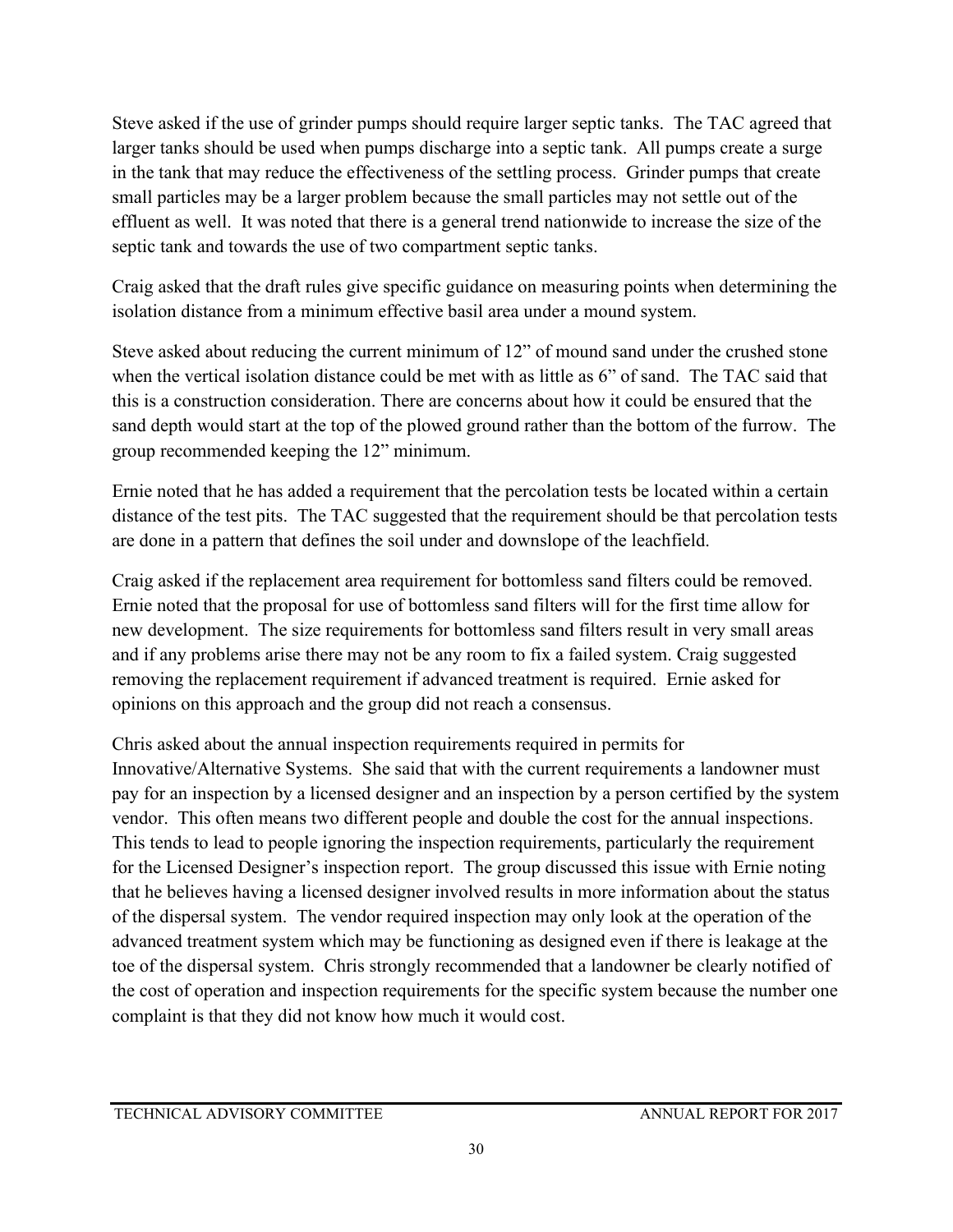Steve asked if the use of grinder pumps should require larger septic tanks. The TAC agreed that larger tanks should be used when pumps discharge into a septic tank. All pumps create a surge in the tank that may reduce the effectiveness of the settling process. Grinder pumps that create small particles may be a larger problem because the small particles may not settle out of the effluent as well. It was noted that there is a general trend nationwide to increase the size of the septic tank and towards the use of two compartment septic tanks.

Craig asked that the draft rules give specific guidance on measuring points when determining the isolation distance from a minimum effective basil area under a mound system.

Steve asked about reducing the current minimum of 12" of mound sand under the crushed stone when the vertical isolation distance could be met with as little as 6" of sand. The TAC said that this is a construction consideration. There are concerns about how it could be ensured that the sand depth would start at the top of the plowed ground rather than the bottom of the furrow. The group recommended keeping the 12" minimum.

Ernie noted that he has added a requirement that the percolation tests be located within a certain distance of the test pits. The TAC suggested that the requirement should be that percolation tests are done in a pattern that defines the soil under and downslope of the leachfield.

Craig asked if the replacement area requirement for bottomless sand filters could be removed. Ernie noted that the proposal for use of bottomless sand filters will for the first time allow for new development. The size requirements for bottomless sand filters result in very small areas and if any problems arise there may not be any room to fix a failed system. Craig suggested removing the replacement requirement if advanced treatment is required. Ernie asked for opinions on this approach and the group did not reach a consensus.

Chris asked about the annual inspection requirements required in permits for Innovative/Alternative Systems. She said that with the current requirements a landowner must pay for an inspection by a licensed designer and an inspection by a person certified by the system vendor. This often means two different people and double the cost for the annual inspections. This tends to lead to people ignoring the inspection requirements, particularly the requirement for the Licensed Designer's inspection report. The group discussed this issue with Ernie noting that he believes having a licensed designer involved results in more information about the status of the dispersal system. The vendor required inspection may only look at the operation of the advanced treatment system which may be functioning as designed even if there is leakage at the toe of the dispersal system. Chris strongly recommended that a landowner be clearly notified of the cost of operation and inspection requirements for the specific system because the number one complaint is that they did not know how much it would cost.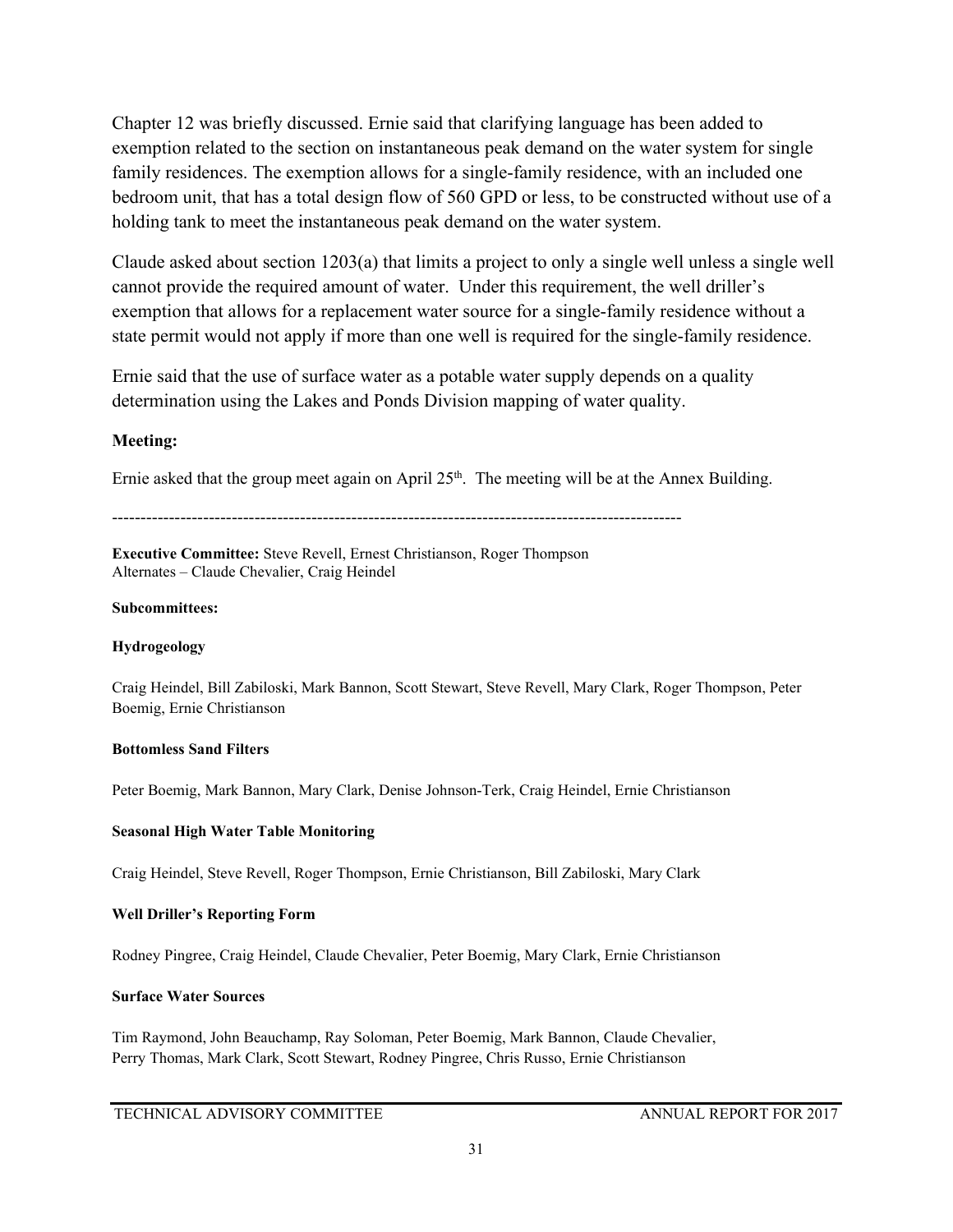Chapter 12 was briefly discussed. Ernie said that clarifying language has been added to exemption related to the section on instantaneous peak demand on the water system for single family residences. The exemption allows for a single-family residence, with an included one bedroom unit, that has a total design flow of 560 GPD or less, to be constructed without use of a holding tank to meet the instantaneous peak demand on the water system.

Claude asked about section 1203(a) that limits a project to only a single well unless a single well cannot provide the required amount of water. Under this requirement, the well driller's exemption that allows for a replacement water source for a single-family residence without a state permit would not apply if more than one well is required for the single-family residence.

Ernie said that the use of surface water as a potable water supply depends on a quality determination using the Lakes and Ponds Division mapping of water quality.

**Meeting:**

Ernie asked that the group meet again on April 25th. The meeting will be at the Annex Building.

---------------------------------------------------------------------------------------------------

**Executive Committee:** Steve Revell, Ernest Christianson, Roger Thompson
Alternates – Claude Chevalier, Craig Heindel

**Subcommittees:**

**Hydrogeology**

Craig Heindel, Bill Zabiloski, Mark Bannon, Scott Stewart, Steve Revell, Mary Clark, Roger Thompson, Peter Boemig, Ernie Christianson

**Bottomless Sand Filters**

Peter Boemig, Mark Bannon, Mary Clark, Denise Johnson-Terk, Craig Heindel, Ernie Christianson

**Seasonal High Water Table Monitoring**

Craig Heindel, Steve Revell, Roger Thompson, Ernie Christianson, Bill Zabiloski, Mary Clark

**Well Driller's Reporting Form**

Rodney Pingree, Craig Heindel, Claude Chevalier, Peter Boemig, Mary Clark, Ernie Christianson

**Surface Water Sources**

Tim Raymond, John Beauchamp, Ray Soloman, Peter Boemig, Mark Bannon, Claude Chevalier, Perry Thomas, Mark Clark, Scott Stewart, Rodney Pingree, Chris Russo, Ernie Christianson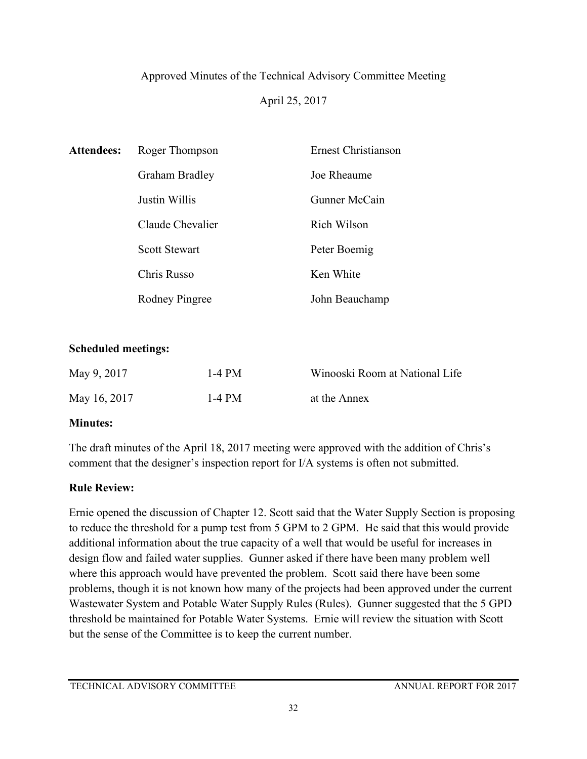Approved Minutes of the Technical Advisory Committee Meeting

April 25, 2017

| **Attendees:** | Roger Thompson | Ernest Christianson |
|---|---|---|
| | Graham Bradley | Joe Rheaume |
| | Justin Willis | Gunner McCain |
| | Claude Chevalier | Rich Wilson |
| | Scott Stewart | Peter Boemig |
| | Chris Russo | Ken White |
| | Rodney Pingree | John Beauchamp |

**Scheduled meetings:**

| May 9, 2017 | 1-4 PM | Winooski Room at National Life |
|---|---|---|
| May 16, 2017 | 1-4 PM | at the Annex |

**Minutes:**

The draft minutes of the April 18, 2017 meeting were approved with the addition of Chris's comment that the designer's inspection report for I/A systems is often not submitted.

**Rule Review:**

Ernie opened the discussion of Chapter 12. Scott said that the Water Supply Section is proposing to reduce the threshold for a pump test from 5 GPM to 2 GPM. He said that this would provide additional information about the true capacity of a well that would be useful for increases in design flow and failed water supplies. Gunner asked if there have been many problem well where this approach would have prevented the problem. Scott said there have been some problems, though it is not known how many of the projects had been approved under the current Wastewater System and Potable Water Supply Rules (Rules). Gunner suggested that the 5 GPD threshold be maintained for Potable Water Systems. Ernie will review the situation with Scott but the sense of the Committee is to keep the current number.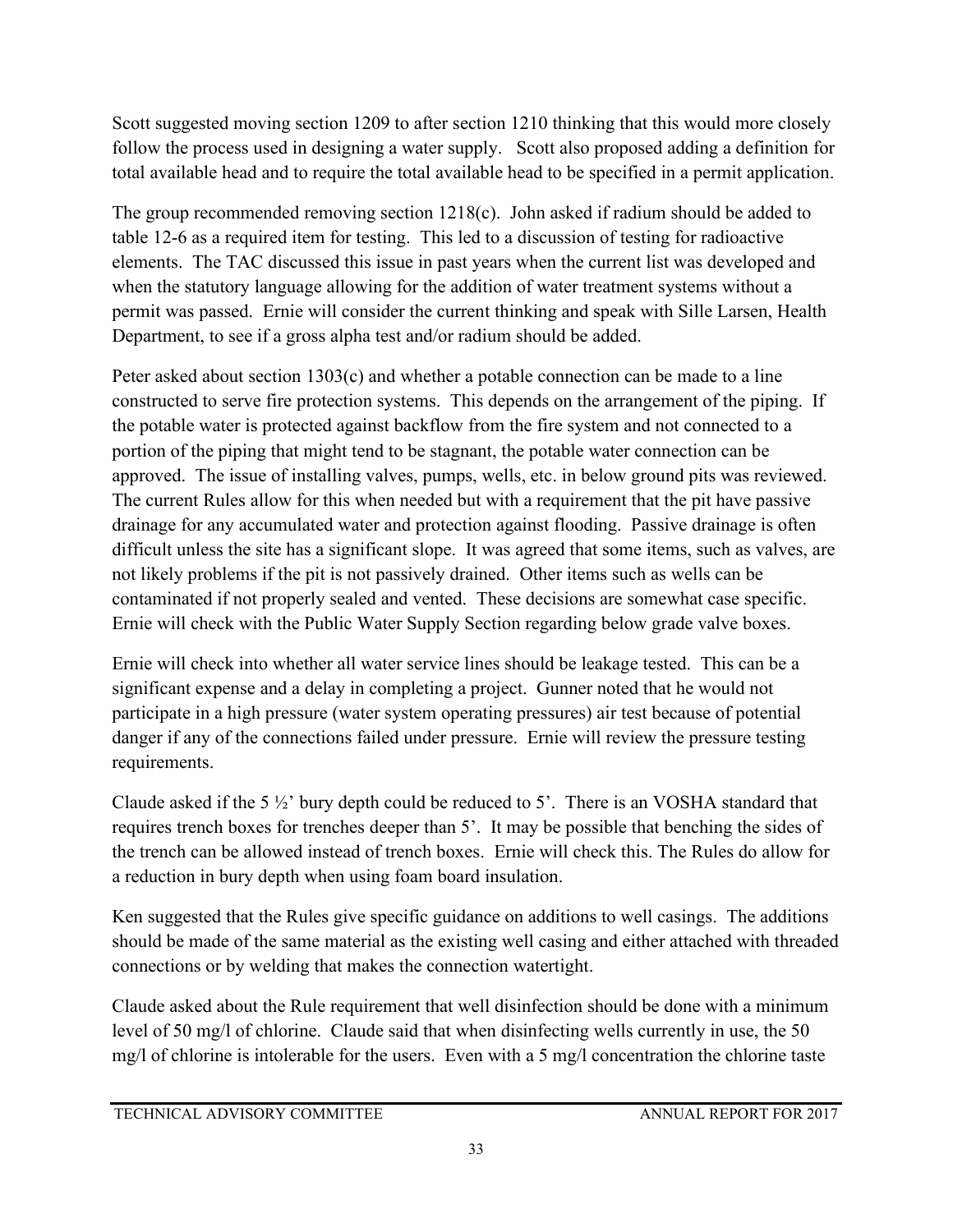Scott suggested moving section 1209 to after section 1210 thinking that this would more closely follow the process used in designing a water supply. Scott also proposed adding a definition for total available head and to require the total available head to be specified in a permit application.

The group recommended removing section 1218(c). John asked if radium should be added to table 12-6 as a required item for testing. This led to a discussion of testing for radioactive elements. The TAC discussed this issue in past years when the current list was developed and when the statutory language allowing for the addition of water treatment systems without a permit was passed. Ernie will consider the current thinking and speak with Sille Larsen, Health Department, to see if a gross alpha test and/or radium should be added.

Peter asked about section 1303(c) and whether a potable connection can be made to a line constructed to serve fire protection systems. This depends on the arrangement of the piping. If the potable water is protected against backflow from the fire system and not connected to a portion of the piping that might tend to be stagnant, the potable water connection can be approved. The issue of installing valves, pumps, wells, etc. in below ground pits was reviewed. The current Rules allow for this when needed but with a requirement that the pit have passive drainage for any accumulated water and protection against flooding. Passive drainage is often difficult unless the site has a significant slope. It was agreed that some items, such as valves, are not likely problems if the pit is not passively drained. Other items such as wells can be contaminated if not properly sealed and vented. These decisions are somewhat case specific. Ernie will check with the Public Water Supply Section regarding below grade valve boxes.

Ernie will check into whether all water service lines should be leakage tested. This can be a significant expense and a delay in completing a project. Gunner noted that he would not participate in a high pressure (water system operating pressures) air test because of potential danger if any of the connections failed under pressure. Ernie will review the pressure testing requirements.

Claude asked if the 5 ½' bury depth could be reduced to 5'. There is an VOSHA standard that requires trench boxes for trenches deeper than 5'. It may be possible that benching the sides of the trench can be allowed instead of trench boxes. Ernie will check this. The Rules do allow for a reduction in bury depth when using foam board insulation.

Ken suggested that the Rules give specific guidance on additions to well casings. The additions should be made of the same material as the existing well casing and either attached with threaded connections or by welding that makes the connection watertight.

Claude asked about the Rule requirement that well disinfection should be done with a minimum level of 50 mg/l of chlorine. Claude said that when disinfecting wells currently in use, the 50 mg/l of chlorine is intolerable for the users. Even with a 5 mg/l concentration the chlorine taste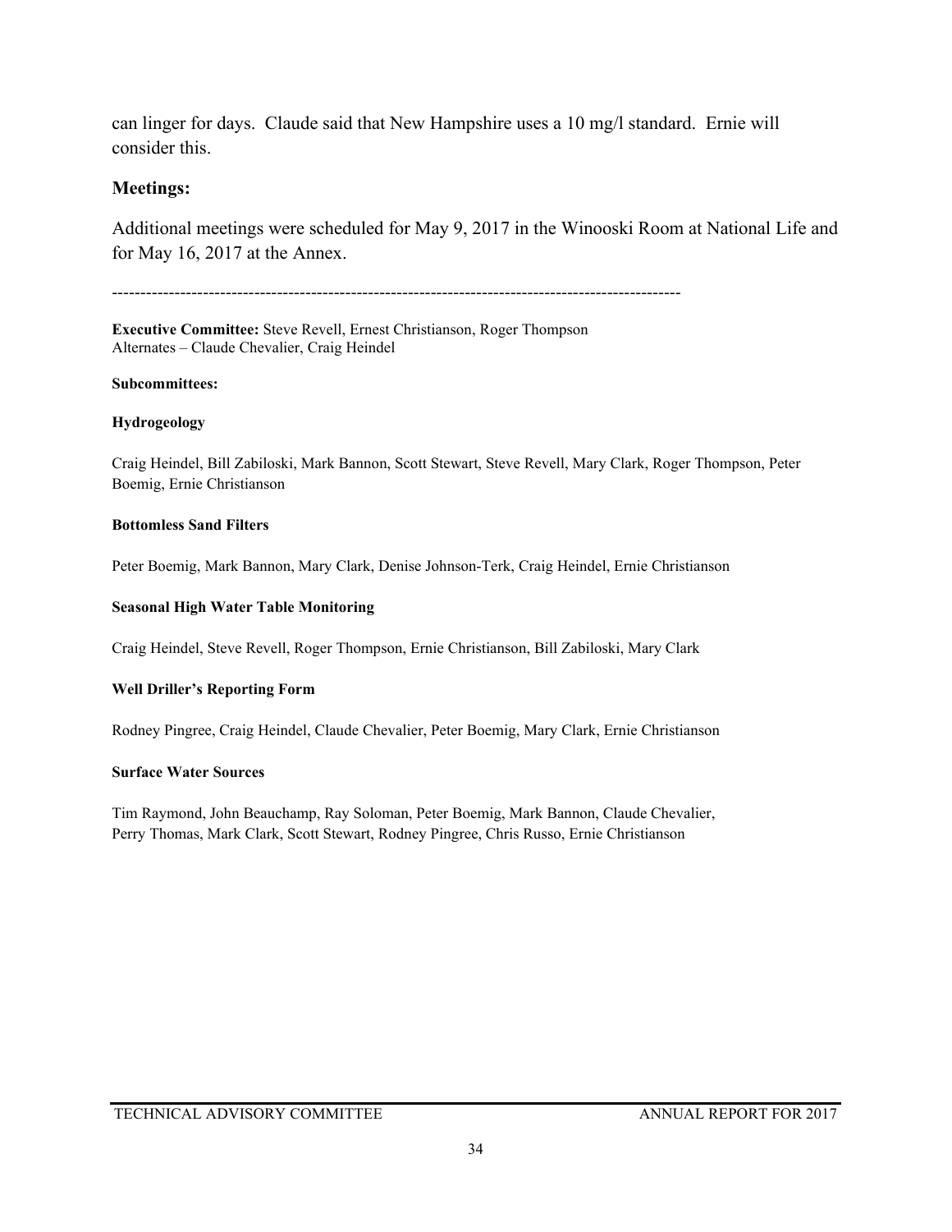can linger for days. Claude said that New Hampshire uses a 10 mg/l standard. Ernie will consider this.

## Meetings:

Additional meetings were scheduled for May 9, 2017 in the Winooski Room at National Life and for May 16, 2017 at the Annex.

-----------------------------------------------------------------------------------------------------

**Executive Committee:** Steve Revell, Ernest Christianson, Roger Thompson
Alternates – Claude Chevalier, Craig Heindel

**Subcommittees:**

**Hydrogeology**

Craig Heindel, Bill Zabiloski, Mark Bannon, Scott Stewart, Steve Revell, Mary Clark, Roger Thompson, Peter Boemig, Ernie Christianson

**Bottomless Sand Filters**

Peter Boemig, Mark Bannon, Mary Clark, Denise Johnson-Terk, Craig Heindel, Ernie Christianson

**Seasonal High Water Table Monitoring**

Craig Heindel, Steve Revell, Roger Thompson, Ernie Christianson, Bill Zabiloski, Mary Clark

**Well Driller's Reporting Form**

Rodney Pingree, Craig Heindel, Claude Chevalier, Peter Boemig, Mary Clark, Ernie Christianson

**Surface Water Sources**

Tim Raymond, John Beauchamp, Ray Soloman, Peter Boemig, Mark Bannon, Claude Chevalier, Perry Thomas, Mark Clark, Scott Stewart, Rodney Pingree, Chris Russo, Ernie Christianson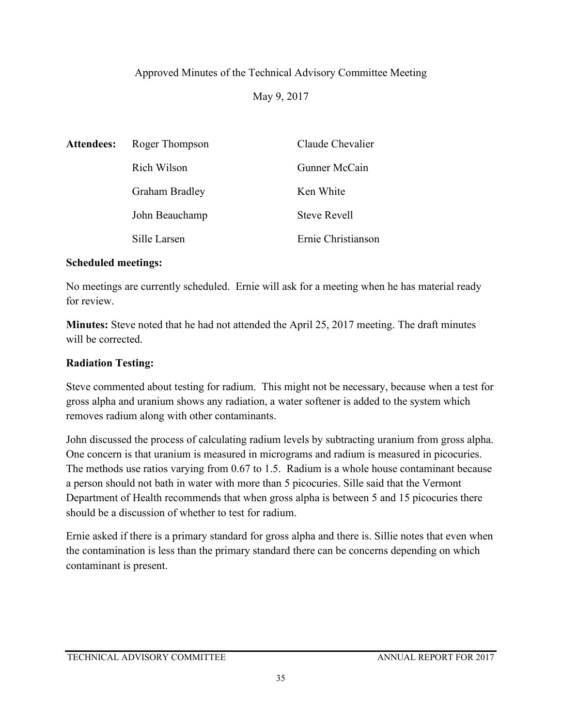Approved Minutes of the Technical Advisory Committee Meeting

May 9, 2017

| **Attendees:** | Roger Thompson | Claude Chevalier |
|---|---|---|
| | Rich Wilson | Gunner McCain |
| | Graham Bradley | Ken White |
| | John Beauchamp | Steve Revell |
| | Sille Larsen | Ernie Christianson |

**Scheduled meetings:**

No meetings are currently scheduled. Ernie will ask for a meeting when he has material ready for review.

**Minutes:** Steve noted that he had not attended the April 25, 2017 meeting. The draft minutes will be corrected.

**Radiation Testing:**

Steve commented about testing for radium. This might not be necessary, because when a test for gross alpha and uranium shows any radiation, a water softener is added to the system which removes radium along with other contaminants.

John discussed the process of calculating radium levels by subtracting uranium from gross alpha. One concern is that uranium is measured in micrograms and radium is measured in picocuries. The methods use ratios varying from 0.67 to 1.5. Radium is a whole house contaminant because a person should not bath in water with more than 5 picocuries. Sille said that the Vermont Department of Health recommends that when gross alpha is between 5 and 15 picocuries there should be a discussion of whether to test for radium.

Ernie asked if there is a primary standard for gross alpha and there is. Sillie notes that even when the contamination is less than the primary standard there can be concerns depending on which contaminant is present.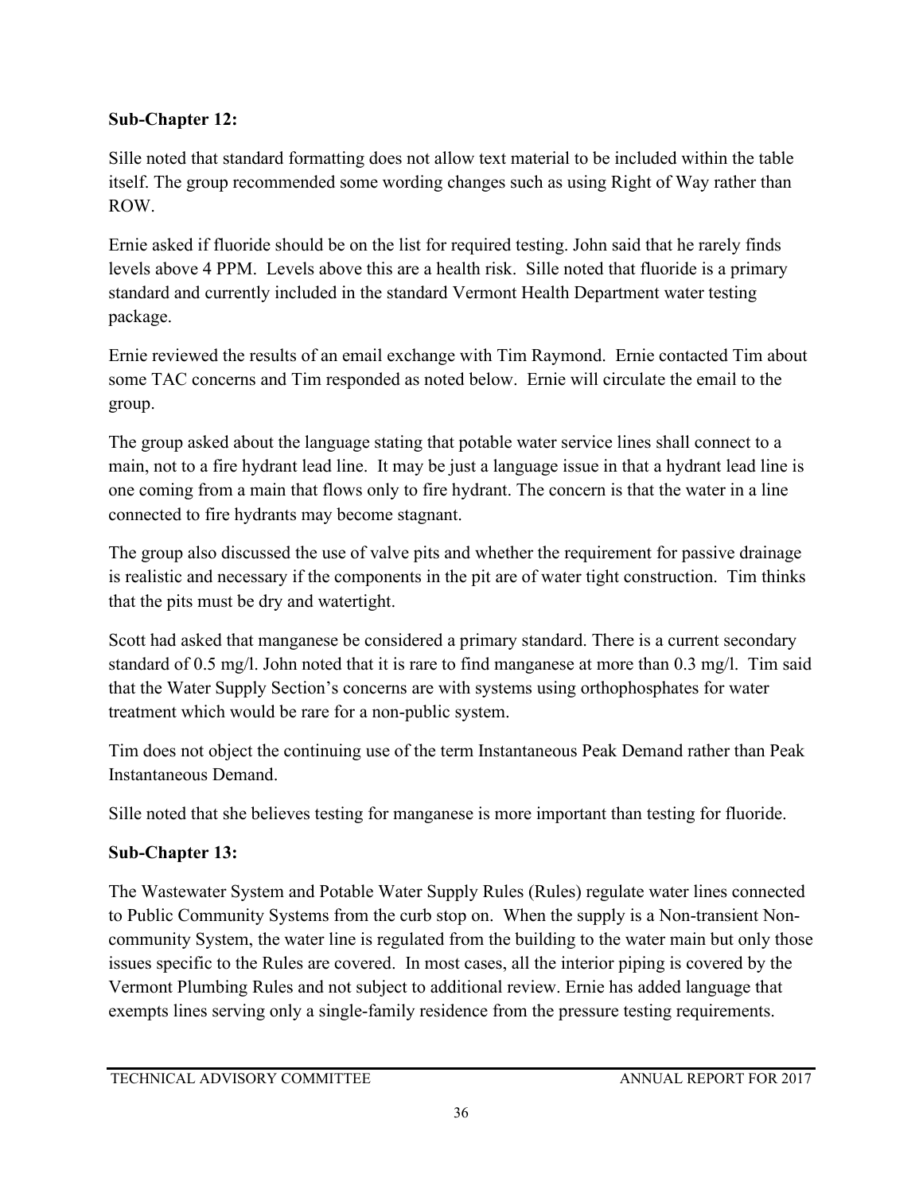**Sub-Chapter 12:**

Sille noted that standard formatting does not allow text material to be included within the table itself. The group recommended some wording changes such as using Right of Way rather than ROW.

Ernie asked if fluoride should be on the list for required testing. John said that he rarely finds levels above 4 PPM. Levels above this are a health risk. Sille noted that fluoride is a primary standard and currently included in the standard Vermont Health Department water testing package.

Ernie reviewed the results of an email exchange with Tim Raymond. Ernie contacted Tim about some TAC concerns and Tim responded as noted below. Ernie will circulate the email to the group.

The group asked about the language stating that potable water service lines shall connect to a main, not to a fire hydrant lead line. It may be just a language issue in that a hydrant lead line is one coming from a main that flows only to fire hydrant. The concern is that the water in a line connected to fire hydrants may become stagnant.

The group also discussed the use of valve pits and whether the requirement for passive drainage is realistic and necessary if the components in the pit are of water tight construction. Tim thinks that the pits must be dry and watertight.

Scott had asked that manganese be considered a primary standard. There is a current secondary standard of 0.5 mg/l. John noted that it is rare to find manganese at more than 0.3 mg/l. Tim said that the Water Supply Section's concerns are with systems using orthophosphates for water treatment which would be rare for a non-public system.

Tim does not object the continuing use of the term Instantaneous Peak Demand rather than Peak Instantaneous Demand.

Sille noted that she believes testing for manganese is more important than testing for fluoride.

**Sub-Chapter 13:**

The Wastewater System and Potable Water Supply Rules (Rules) regulate water lines connected to Public Community Systems from the curb stop on. When the supply is a Non-transient Non-community System, the water line is regulated from the building to the water main but only those issues specific to the Rules are covered. In most cases, all the interior piping is covered by the Vermont Plumbing Rules and not subject to additional review. Ernie has added language that exempts lines serving only a single-family residence from the pressure testing requirements.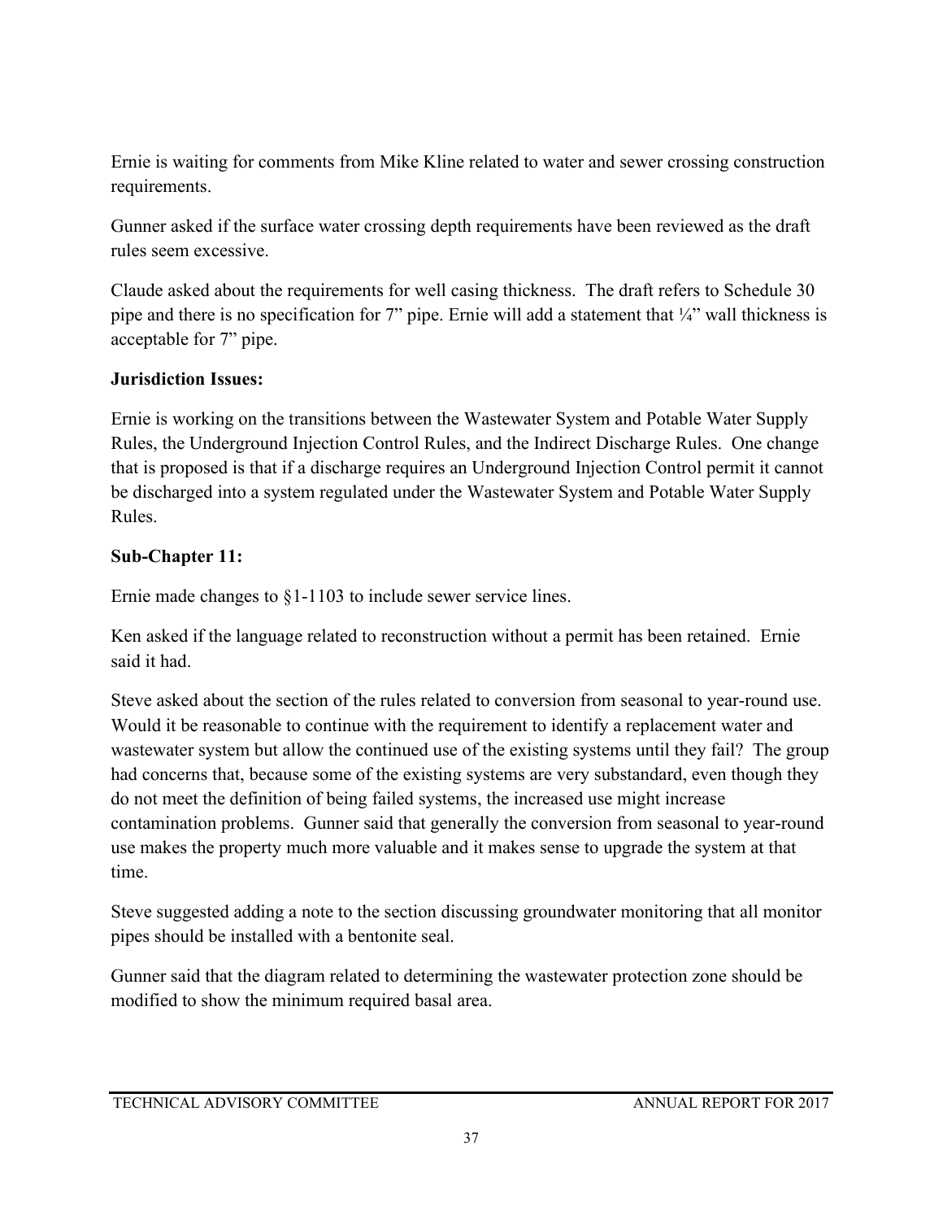Ernie is waiting for comments from Mike Kline related to water and sewer crossing construction requirements.

Gunner asked if the surface water crossing depth requirements have been reviewed as the draft rules seem excessive.

Claude asked about the requirements for well casing thickness. The draft refers to Schedule 30 pipe and there is no specification for 7" pipe. Ernie will add a statement that ¼" wall thickness is acceptable for 7" pipe.

**Jurisdiction Issues:**

Ernie is working on the transitions between the Wastewater System and Potable Water Supply Rules, the Underground Injection Control Rules, and the Indirect Discharge Rules. One change that is proposed is that if a discharge requires an Underground Injection Control permit it cannot be discharged into a system regulated under the Wastewater System and Potable Water Supply Rules.

**Sub-Chapter 11:**

Ernie made changes to §1-1103 to include sewer service lines.

Ken asked if the language related to reconstruction without a permit has been retained. Ernie said it had.

Steve asked about the section of the rules related to conversion from seasonal to year-round use. Would it be reasonable to continue with the requirement to identify a replacement water and wastewater system but allow the continued use of the existing systems until they fail? The group had concerns that, because some of the existing systems are very substandard, even though they do not meet the definition of being failed systems, the increased use might increase contamination problems. Gunner said that generally the conversion from seasonal to year-round use makes the property much more valuable and it makes sense to upgrade the system at that time.

Steve suggested adding a note to the section discussing groundwater monitoring that all monitor pipes should be installed with a bentonite seal.

Gunner said that the diagram related to determining the wastewater protection zone should be modified to show the minimum required basal area.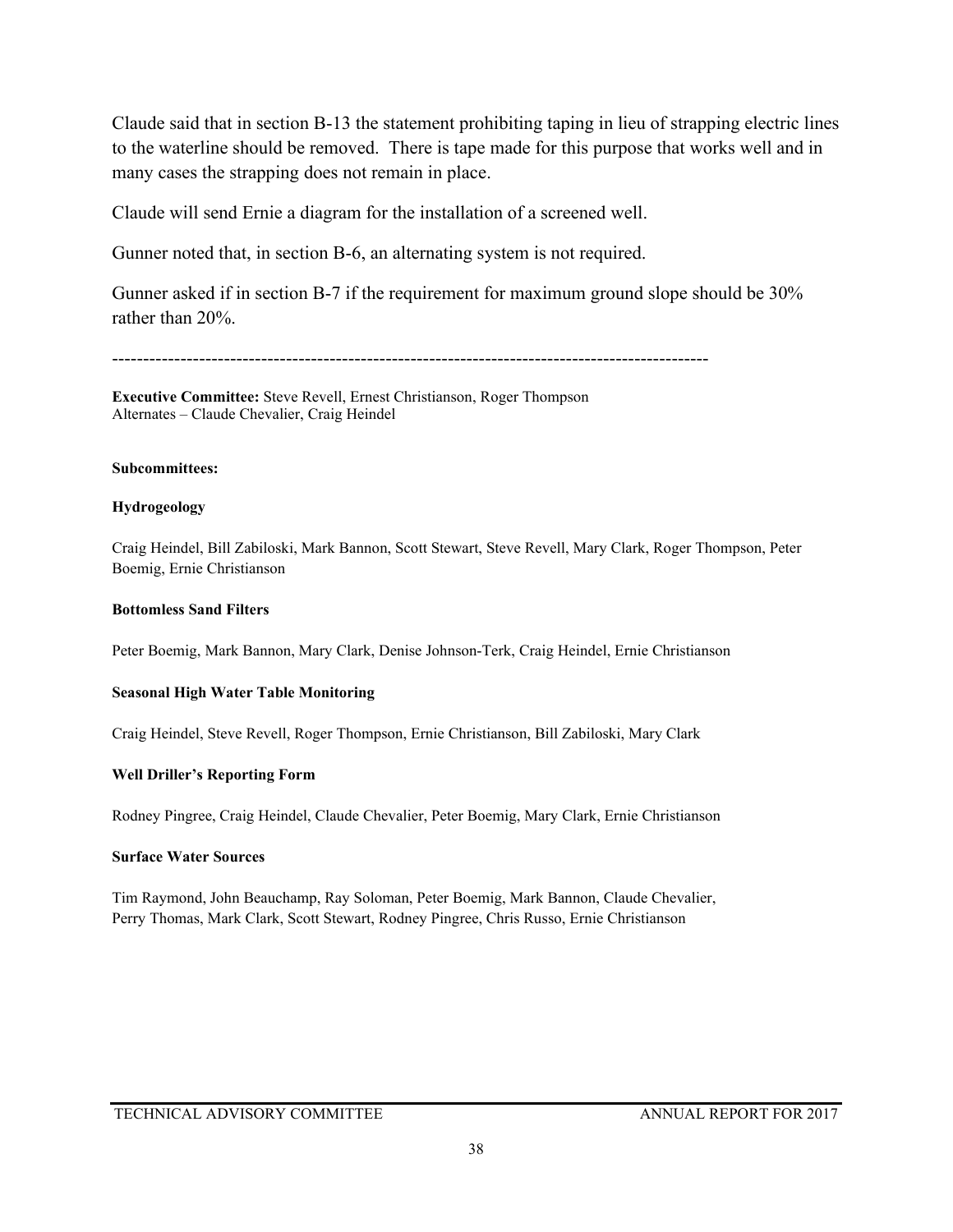Claude said that in section B-13 the statement prohibiting taping in lieu of strapping electric lines to the waterline should be removed. There is tape made for this purpose that works well and in many cases the strapping does not remain in place.

Claude will send Ernie a diagram for the installation of a screened well.

Gunner noted that, in section B-6, an alternating system is not required.

Gunner asked if in section B-7 if the requirement for maximum ground slope should be 30% rather than 20%.

---

**Executive Committee:** Steve Revell, Ernest Christianson, Roger Thompson
Alternates – Claude Chevalier, Craig Heindel

**Subcommittees:**

**Hydrogeology**

Craig Heindel, Bill Zabiloski, Mark Bannon, Scott Stewart, Steve Revell, Mary Clark, Roger Thompson, Peter Boemig, Ernie Christianson

**Bottomless Sand Filters**

Peter Boemig, Mark Bannon, Mary Clark, Denise Johnson-Terk, Craig Heindel, Ernie Christianson

**Seasonal High Water Table Monitoring**

Craig Heindel, Steve Revell, Roger Thompson, Ernie Christianson, Bill Zabiloski, Mary Clark

**Well Driller's Reporting Form**

Rodney Pingree, Craig Heindel, Claude Chevalier, Peter Boemig, Mary Clark, Ernie Christianson

**Surface Water Sources**

Tim Raymond, John Beauchamp, Ray Soloman, Peter Boemig, Mark Bannon, Claude Chevalier, Perry Thomas, Mark Clark, Scott Stewart, Rodney Pingree, Chris Russo, Ernie Christianson